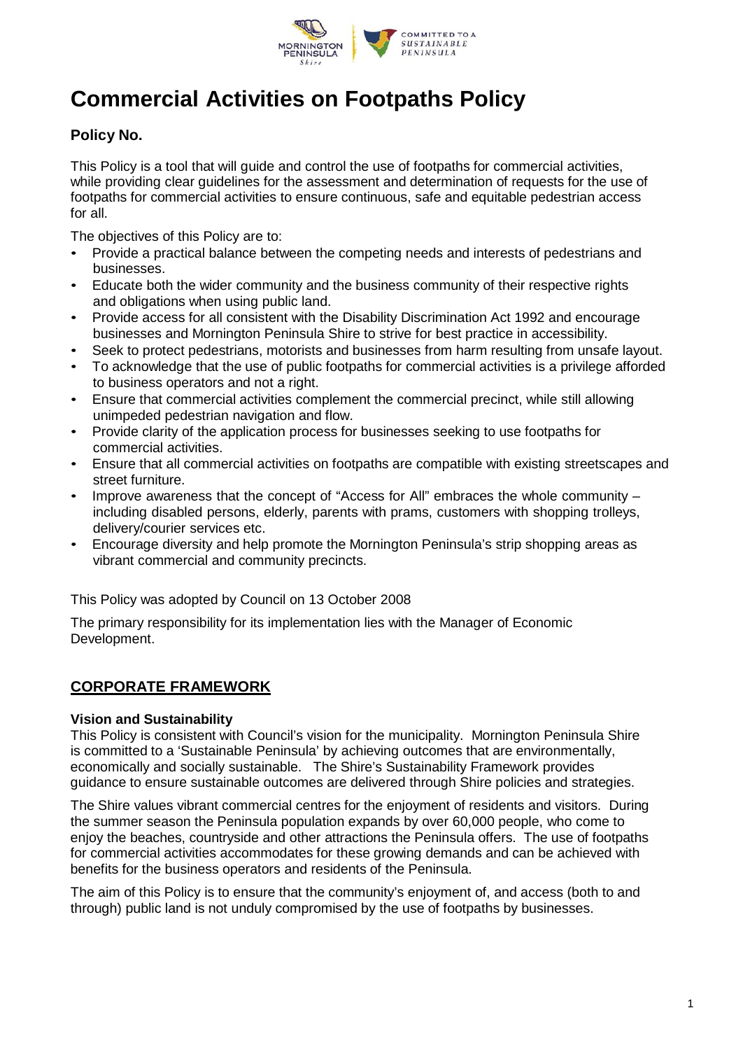# Commercial Activities on Footpaths Policy

**Policy No.**

This Policy is a tool that will guide and control the use of footpaths for commercial activities, while providing clear guidelines for the assessment and determination of requests for the use of footpaths for commercial activities to ensure continuous, safe and equitable pedestrian access for all.

The objectives of this Policy are to:

- Provide a practical balance between the competing needs and interests of pedestrians and businesses.
- Educate both the wider community and the business community of their respective rights and obligations when using public land.
- Provide access for all consistent with the Disability Discrimination Act 1992 and encourage businesses and Mornington Peninsula Shire to strive for best practice in accessibility.
- Seek to protect pedestrians, motorists and businesses from harm resulting from unsafe layout.
- To acknowledge that the use of public footpaths for commercial activities is a privilege afforded to business operators and not a right.
- Ensure that commercial activities complement the commercial precinct, while still allowing unimpeded pedestrian navigation and flow.
- Provide clarity of the application process for businesses seeking to use footpaths for commercial activities.
- Ensure that all commercial activities on footpaths are compatible with existing streetscapes and street furniture.
- Improve awareness that the concept of "Access for All" embraces the whole community – including disabled persons, elderly, parents with prams, customers with shopping trolleys, delivery/courier services etc.
- Encourage diversity and help promote the Mornington Peninsula's strip shopping areas as vibrant commercial and community precincts.

This Policy was adopted by Council on 13 October 2008

The primary responsibility for its implementation lies with the Manager of Economic Development.

## CORPORATE FRAMEWORK

### Vision and Sustainability

This Policy is consistent with Council's vision for the municipality. Mornington Peninsula Shire is committed to a 'Sustainable Peninsula' by achieving outcomes that are environmentally, economically and socially sustainable. The Shire's Sustainability Framework provides guidance to ensure sustainable outcomes are delivered through Shire policies and strategies.

The Shire values vibrant commercial centres for the enjoyment of residents and visitors. During the summer season the Peninsula population expands by over 60,000 people, who come to enjoy the beaches, countryside and other attractions the Peninsula offers. The use of footpaths for commercial activities accommodates for these growing demands and can be achieved with benefits for the business operators and residents of the Peninsula.

The aim of this Policy is to ensure that the community's enjoyment of, and access (both to and through) public land is not unduly compromised by the use of footpaths by businesses.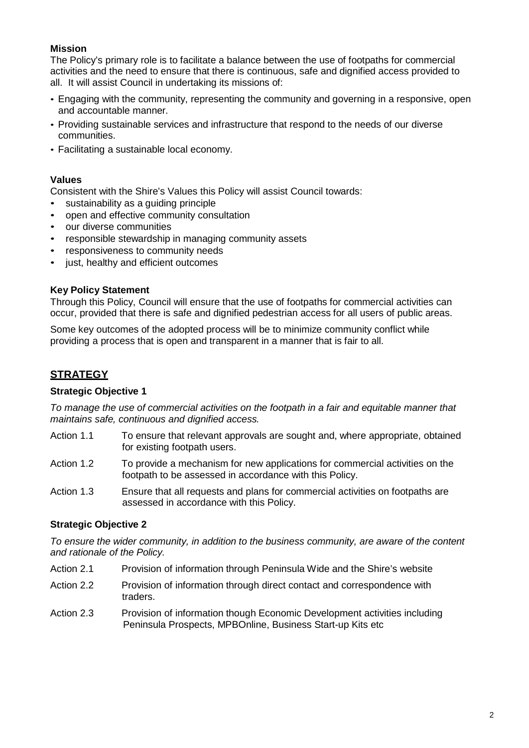**Mission**

The Policy's primary role is to facilitate a balance between the use of footpaths for commercial activities and the need to ensure that there is continuous, safe and dignified access provided to all. It will assist Council in undertaking its missions of:

- Engaging with the community, representing the community and governing in a responsive, open and accountable manner.
- Providing sustainable services and infrastructure that respond to the needs of our diverse communities.
- Facilitating a sustainable local economy.

**Values**

Consistent with the Shire's Values this Policy will assist Council towards:

- sustainability as a guiding principle
- open and effective community consultation
- our diverse communities
- responsible stewardship in managing community assets
- responsiveness to community needs
- just, healthy and efficient outcomes

**Key Policy Statement**

Through this Policy, Council will ensure that the use of footpaths for commercial activities can occur, provided that there is safe and dignified pedestrian access for all users of public areas.

Some key outcomes of the adopted process will be to minimize community conflict while providing a process that is open and transparent in a manner that is fair to all.

## STRATEGY

**Strategic Objective 1**

*To manage the use of commercial activities on the footpath in a fair and equitable manner that maintains safe, continuous and dignified access.*

Action 1.1 To ensure that relevant approvals are sought and, where appropriate, obtained for existing footpath users.

Action 1.2 To provide a mechanism for new applications for commercial activities on the footpath to be assessed in accordance with this Policy.

Action 1.3 Ensure that all requests and plans for commercial activities on footpaths are assessed in accordance with this Policy.

**Strategic Objective 2**

*To ensure the wider community, in addition to the business community, are aware of the content and rationale of the Policy.*

Action 2.1 Provision of information through Peninsula Wide and the Shire's website

Action 2.2 Provision of information through direct contact and correspondence with traders.

Action 2.3 Provision of information though Economic Development activities including Peninsula Prospects, MPBOnline, Business Start-up Kits etc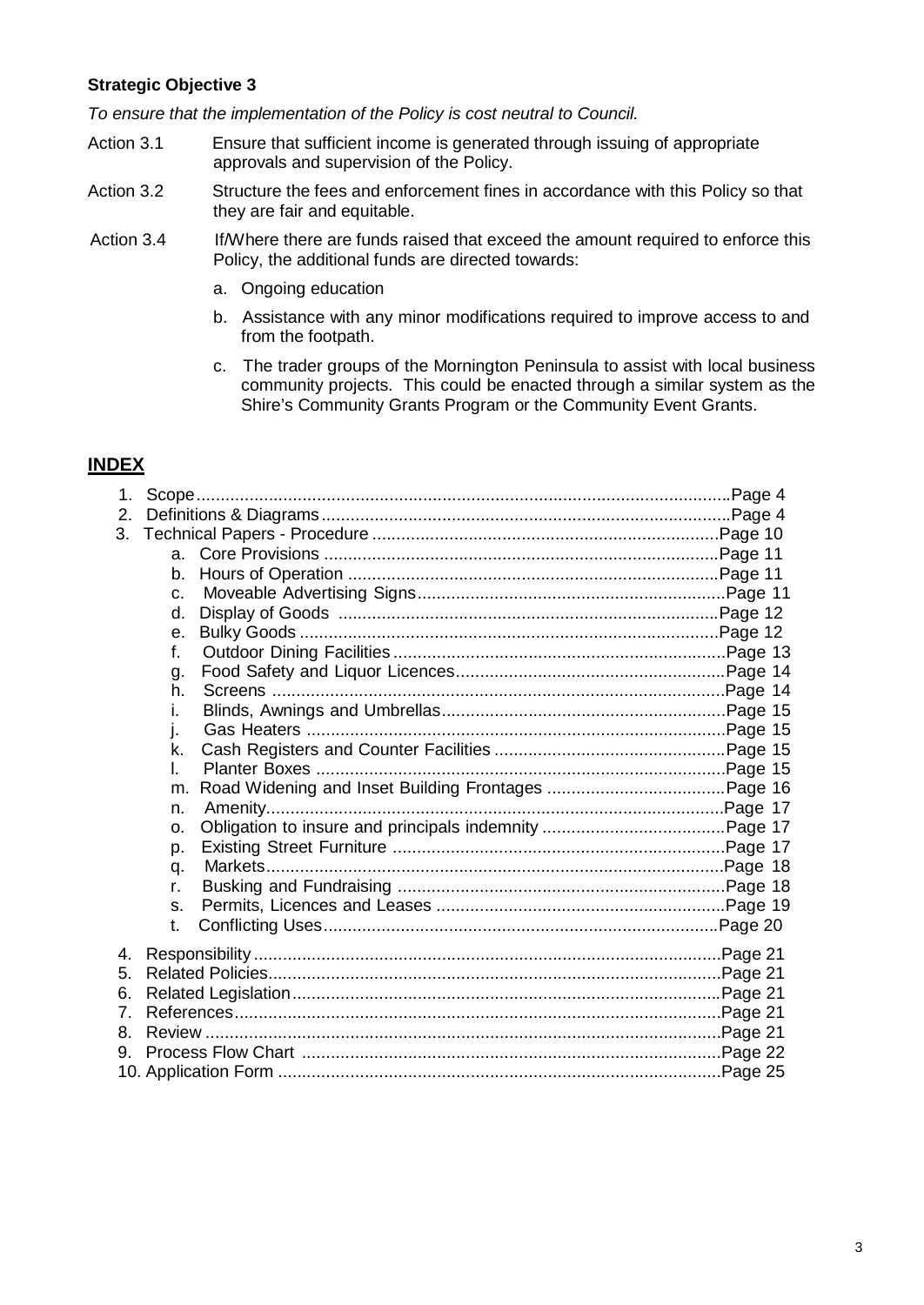**Strategic Objective 3**

*To ensure that the implementation of the Policy is cost neutral to Council.*

Action 3.1 Ensure that sufficient income is generated through issuing of appropriate approvals and supervision of the Policy.

Action 3.2 Structure the fees and enforcement fines in accordance with this Policy so that they are fair and equitable.

Action 3.4 If/Where there are funds raised that exceed the amount required to enforce this Policy, the additional funds are directed towards:

a. Ongoing education
b. Assistance with any minor modifications required to improve access to and from the footpath.
c. The trader groups of the Mornington Peninsula to assist with local business community projects. This could be enacted through a similar system as the Shire's Community Grants Program or the Community Event Grants.

## INDEX

1. Scope....................................................................................................Page 4
2. Definitions & Diagrams........................................................................Page 4
3. Technical Papers - Procedure ............................................................Page 10
   a. Core Provisions ............................................................................Page 11
   b. Hours of Operation .......................................................................Page 11
   c. Moveable Advertising Signs..........................................................Page 11
   d. Display of Goods ..........................................................................Page 12
   e. Bulky Goods ..................................................................................Page 12
   f. Outdoor Dining Facilities ...............................................................Page 13
   g. Food Safety and Liquor Licences..................................................Page 14
   h. Screens .........................................................................................Page 14
   i. Blinds, Awnings and Umbrellas......................................................Page 15
   j. Gas Heaters ..................................................................................Page 15
   k. Cash Registers and Counter Facilities ..........................................Page 15
   l. Planter Boxes ................................................................................Page 15
   m. Road Widening and Inset Building Frontages ...............................Page 16
   n. Amenity..........................................................................................Page 17
   o. Obligation to insure and principals indemnity ................................Page 17
   p. Existing Street Furniture ................................................................Page 17
   q. Markets...........................................................................................Page 18
   r. Busking and Fundraising ...............................................................Page 18
   s. Permits, Licences and Leases .......................................................Page 19
   t. Conflicting Uses.............................................................................Page 20
4. Responsibility.........................................................................................Page 21
5. Related Policies......................................................................................Page 21
6. Related Legislation.................................................................................Page 21
7. References.............................................................................................Page 21
8. Review ...................................................................................................Page 21
9. Process Flow Chart ...............................................................................Page 22
10. Application Form ..................................................................................Page 25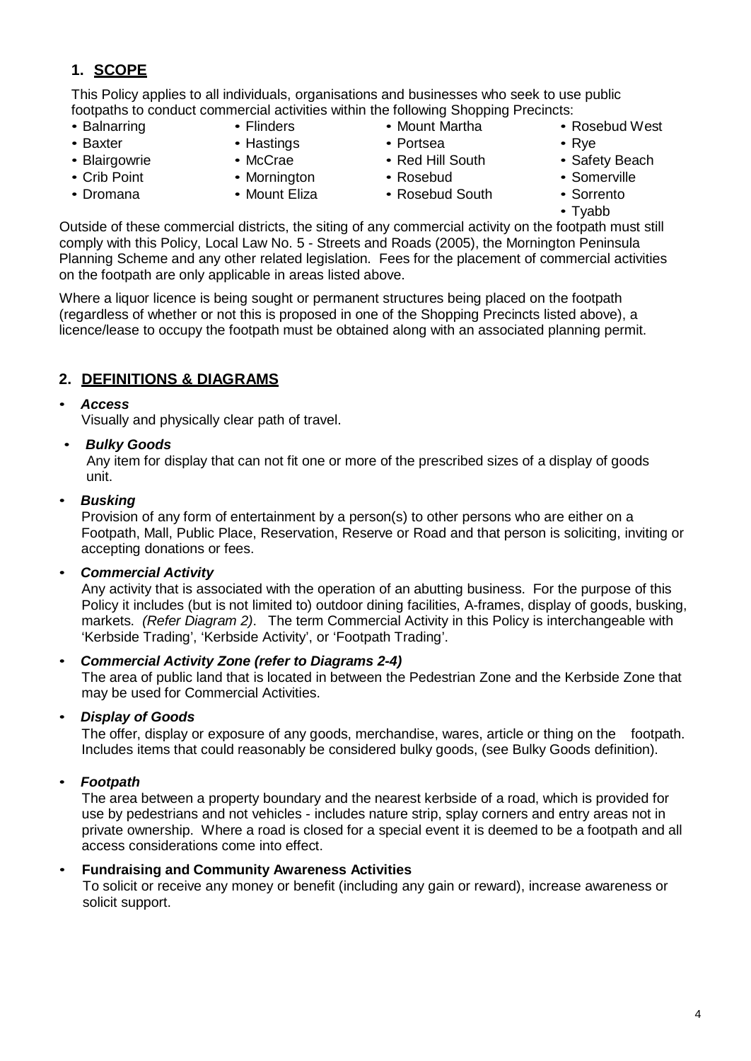## 1. SCOPE

This Policy applies to all individuals, organisations and businesses who seek to use public footpaths to conduct commercial activities within the following Shopping Precincts:

- Balnarring
- Baxter
- Blairgowrie
- Crib Point
- Dromana
- Flinders
- Hastings
- McCrae
- Mornington
- Mount Eliza
- Mount Martha
- Portsea
- Red Hill South
- Rosebud
- Rosebud South
- Rosebud West
- Rye
- Safety Beach
- Somerville
- Sorrento
- Tyabb

Outside of these commercial districts, the siting of any commercial activity on the footpath must still comply with this Policy, Local Law No. 5 - Streets and Roads (2005), the Mornington Peninsula Planning Scheme and any other related legislation. Fees for the placement of commercial activities on the footpath are only applicable in areas listed above.

Where a liquor licence is being sought or permanent structures being placed on the footpath (regardless of whether or not this is proposed in one of the Shopping Precincts listed above), a licence/lease to occupy the footpath must be obtained along with an associated planning permit.

## 2. DEFINITIONS & DIAGRAMS

- ***Access***
  Visually and physically clear path of travel.

- ***Bulky Goods***
  Any item for display that can not fit one or more of the prescribed sizes of a display of goods unit.

- ***Busking***
  Provision of any form of entertainment by a person(s) to other persons who are either on a Footpath, Mall, Public Place, Reservation, Reserve or Road and that person is soliciting, inviting or accepting donations or fees.

- ***Commercial Activity***
  Any activity that is associated with the operation of an abutting business. For the purpose of this Policy it includes (but is not limited to) outdoor dining facilities, A-frames, display of goods, busking, markets. *(Refer Diagram 2)*. The term Commercial Activity in this Policy is interchangeable with 'Kerbside Trading', 'Kerbside Activity', or 'Footpath Trading'.

- ***Commercial Activity Zone (refer to Diagrams 2-4)***
  The area of public land that is located in between the Pedestrian Zone and the Kerbside Zone that may be used for Commercial Activities.

- ***Display of Goods***
  The offer, display or exposure of any goods, merchandise, wares, article or thing on the footpath. Includes items that could reasonably be considered bulky goods, (see Bulky Goods definition).

- ***Footpath***
  The area between a property boundary and the nearest kerbside of a road, which is provided for use by pedestrians and not vehicles - includes nature strip, splay corners and entry areas not in private ownership. Where a road is closed for a special event it is deemed to be a footpath and all access considerations come into effect.

- **Fundraising and Community Awareness Activities**
  To solicit or receive any money or benefit (including any gain or reward), increase awareness or solicit support.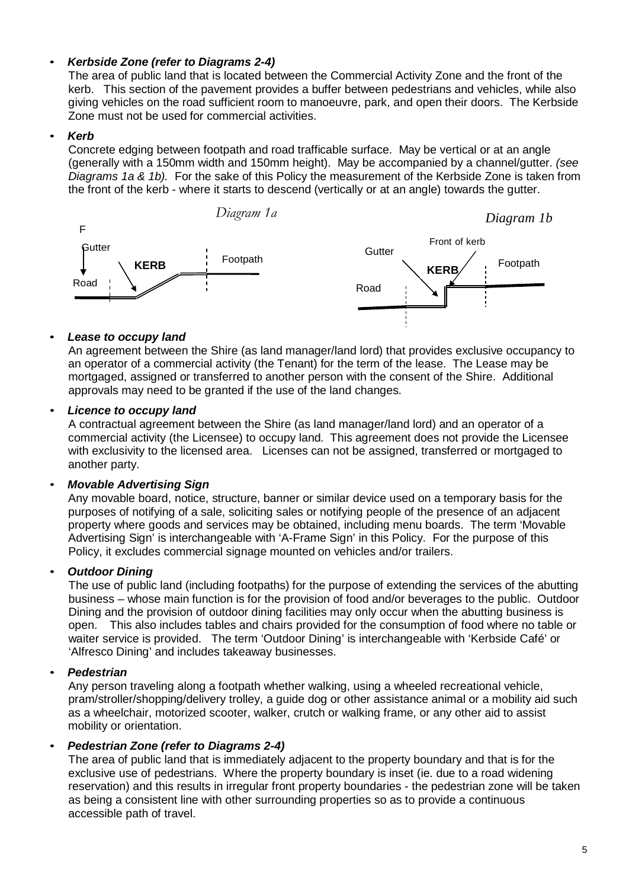- ***Kerbside Zone (refer to Diagrams 2-4)***
  The area of public land that is located between the Commercial Activity Zone and the front of the kerb. This section of the pavement provides a buffer between pedestrians and vehicles, while also giving vehicles on the road sufficient room to manoeuvre, park, and open their doors. The Kerbside Zone must not be used for commercial activities.

- ***Kerb***
  Concrete edging between footpath and road trafficable surface. May be vertical or at an angle (generally with a 150mm width and 150mm height). May be accompanied by a channel/gutter. *(see Diagrams 1a & 1b).* For the sake of this Policy the measurement of the Kerbside Zone is taken from the front of the kerb - where it starts to descend (vertically or at an angle) towards the gutter.

*Diagram 1a*

F
Gutter
KERB
Footpath
Road

*Diagram 1b*

Front of kerb
Gutter
KERB
Footpath
Road

- ***Lease to occupy land***
  An agreement between the Shire (as land manager/land lord) that provides exclusive occupancy to an operator of a commercial activity (the Tenant) for the term of the lease. The Lease may be mortgaged, assigned or transferred to another person with the consent of the Shire. Additional approvals may need to be granted if the use of the land changes.

- ***Licence to occupy land***
  A contractual agreement between the Shire (as land manager/land lord) and an operator of a commercial activity (the Licensee) to occupy land. This agreement does not provide the Licensee with exclusivity to the licensed area. Licenses can not be assigned, transferred or mortgaged to another party.

- ***Movable Advertising Sign***
  Any movable board, notice, structure, banner or similar device used on a temporary basis for the purposes of notifying of a sale, soliciting sales or notifying people of the presence of an adjacent property where goods and services may be obtained, including menu boards. The term 'Movable Advertising Sign' is interchangeable with 'A-Frame Sign' in this Policy. For the purpose of this Policy, it excludes commercial signage mounted on vehicles and/or trailers.

- ***Outdoor Dining***
  The use of public land (including footpaths) for the purpose of extending the services of the abutting business – whose main function is for the provision of food and/or beverages to the public. Outdoor Dining and the provision of outdoor dining facilities may only occur when the abutting business is open. This also includes tables and chairs provided for the consumption of food where no table or waiter service is provided. The term 'Outdoor Dining' is interchangeable with 'Kerbside Café' or 'Alfresco Dining' and includes takeaway businesses.

- ***Pedestrian***
  Any person traveling along a footpath whether walking, using a wheeled recreational vehicle, pram/stroller/shopping/delivery trolley, a guide dog or other assistance animal or a mobility aid such as a wheelchair, motorized scooter, walker, crutch or walking frame, or any other aid to assist mobility or orientation.

- ***Pedestrian Zone (refer to Diagrams 2-4)***
  The area of public land that is immediately adjacent to the property boundary and that is for the exclusive use of pedestrians. Where the property boundary is inset (ie. due to a road widening reservation) and this results in irregular front property boundaries - the pedestrian zone will be taken as being a consistent line with other surrounding properties so as to provide a continuous accessible path of travel.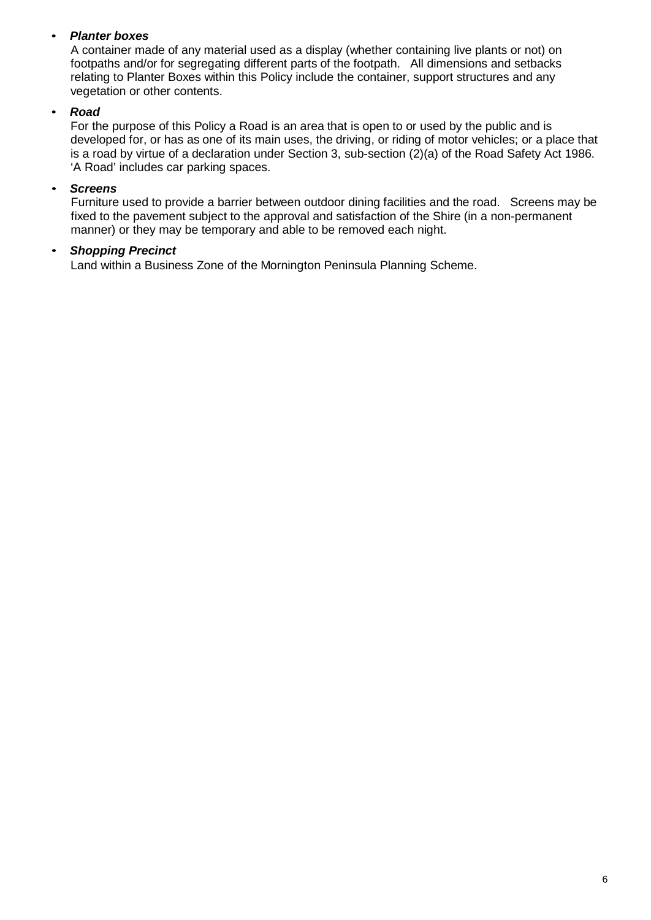- ***Planter boxes***

  A container made of any material used as a display (whether containing live plants or not) on footpaths and/or for segregating different parts of the footpath. All dimensions and setbacks relating to Planter Boxes within this Policy include the container, support structures and any vegetation or other contents.

- ***Road***

  For the purpose of this Policy a Road is an area that is open to or used by the public and is developed for, or has as one of its main uses, the driving, or riding of motor vehicles; or a place that is a road by virtue of a declaration under Section 3, sub-section (2)(a) of the Road Safety Act 1986. 'A Road' includes car parking spaces.

- ***Screens***

  Furniture used to provide a barrier between outdoor dining facilities and the road. Screens may be fixed to the pavement subject to the approval and satisfaction of the Shire (in a non-permanent manner) or they may be temporary and able to be removed each night.

- ***Shopping Precinct***

  Land within a Business Zone of the Mornington Peninsula Planning Scheme.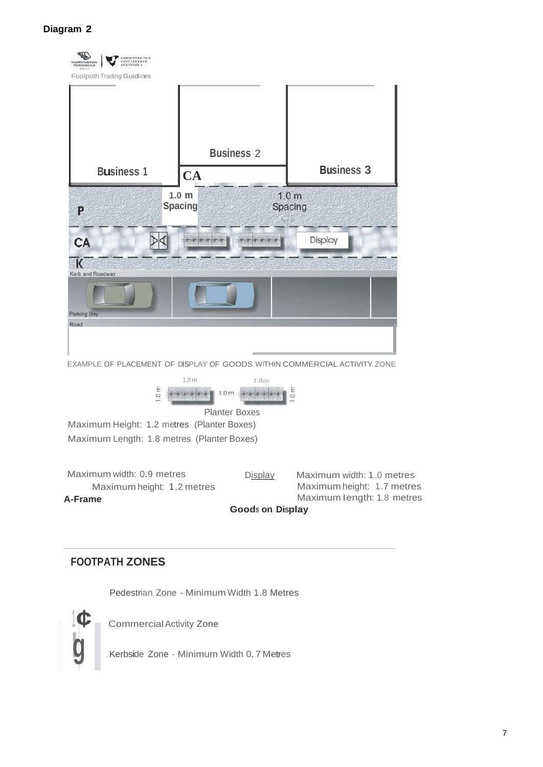**Diagram 2**

Foolpoth Trading Guidlines

Business 1

Business 2

CA

Business 3

1.0 m Spacing

1.0 m Spacing

P

CA

Display

K

Kerb and Roadway

Parking Bay

Road

EXAMPLE OF PLACEMENT OF DISPLAY OF GOODS WITHIN COMMERCIAL ACTIVITY ZONE

1.8 m 1.8m

1.0 m 1.0 m 1.0 m

Planter Boxes

Maximum Height: 1.2 metres (Planter Boxes)

Maximum Length: 1.8 metres (Planter Boxes)

Maximum width: 0.9 metres
Maximum height: 1.2 metres
**A-Frame**

Display

Maximum width: 1.0 metres
Maximum height: 1.7 metres
Maximum length: 1.8 metres
**Goods on Display**

## FOOTPATH ZONES

Pedestrian Zone - Minimum Width 1.8 Metres

Commercial Activity Zone

Kerbside Zone - Minimum Width 0.7 Metres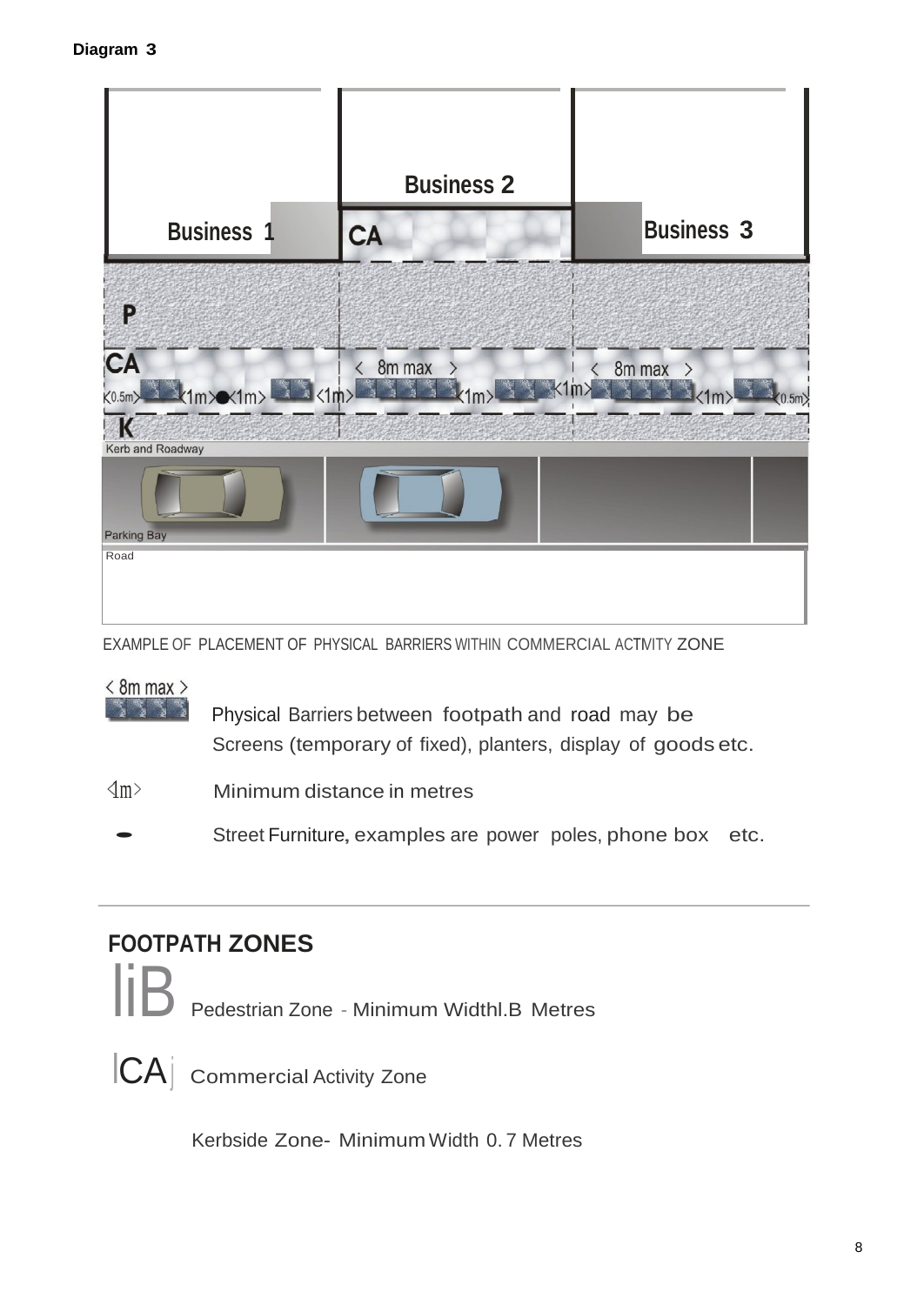**Diagram 3**

Business 1

Business 2

Business 3

CA

P

CA

< 8m max >

< 8m max >

<0.5m> <1m> <1m> <1m> <1m> <1m> <1m> <0.5m>

K

Kerb and Roadway

Parking Bay

Road

EXAMPLE OF PLACEMENT OF PHYSICAL BARRIERS WITHIN COMMERCIAL ACTIVITY ZONE

< 8m max > Physical Barriers between footpath and road may be Screens (temporary of fixed), planters, display of goods etc.

<1m> Minimum distance in metres

Street Furniture, examples are power poles, phone box etc.

---

## FOOTPATH ZONES

liB Pedestrian Zone - Minimum Widthl.B Metres

|CA| Commercial Activity Zone

Kerbside Zone- Minimum Width 0.7 Metres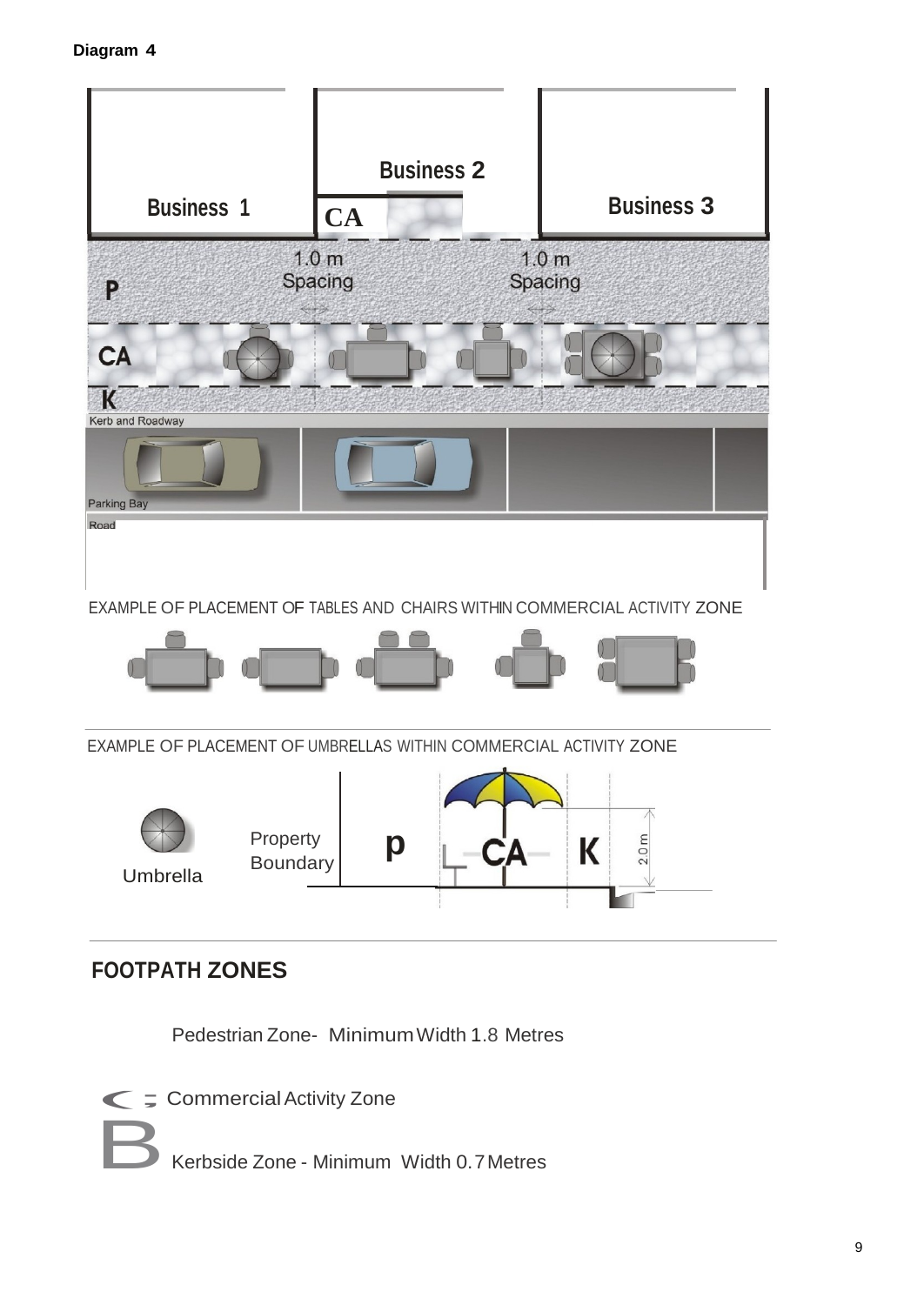**Diagram 4**

Business 1

Business 2

Business 3

CA

1.0 m Spacing

1.0 m Spacing

P

CA

K

Kerb and Roadway

Parking Bay

Road

EXAMPLE OF PLACEMENT OF TABLES AND CHAIRS WITHIN COMMERCIAL ACTIVITY ZONE

EXAMPLE OF PLACEMENT OF UMBRELLAS WITHIN COMMERCIAL ACTIVITY ZONE

Umbrella

Property Boundary

p

CA

K

2.0 m

## FOOTPATH ZONES

Pedestrian Zone- Minimum Width 1.8 Metres

Commercial Activity Zone

Kerbside Zone - Minimum Width 0.7 Metres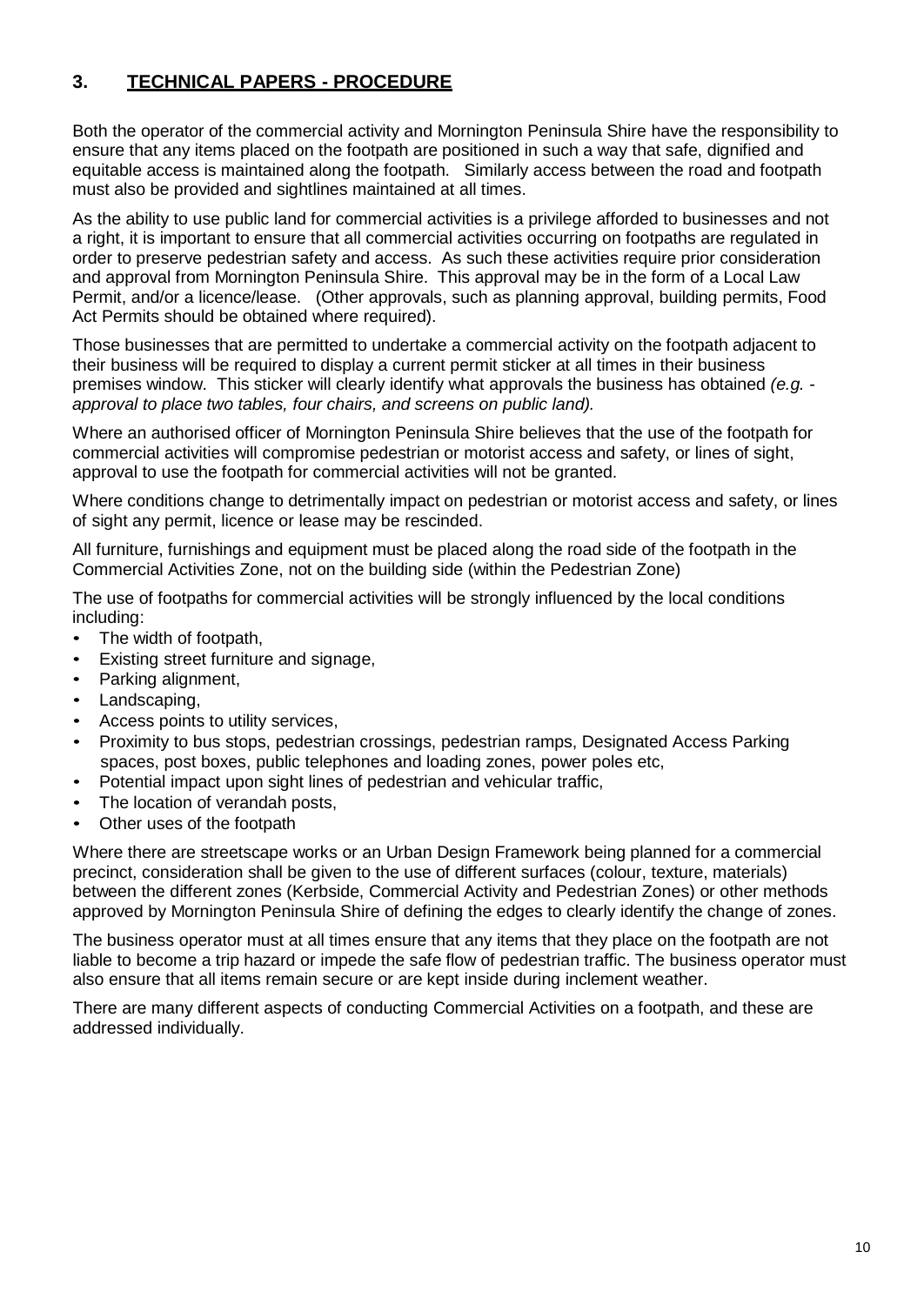## 3. <u>TECHNICAL PAPERS - PROCEDURE</u>

Both the operator of the commercial activity and Mornington Peninsula Shire have the responsibility to ensure that any items placed on the footpath are positioned in such a way that safe, dignified and equitable access is maintained along the footpath. Similarly access between the road and footpath must also be provided and sightlines maintained at all times.

As the ability to use public land for commercial activities is a privilege afforded to businesses and not a right, it is important to ensure that all commercial activities occurring on footpaths are regulated in order to preserve pedestrian safety and access. As such these activities require prior consideration and approval from Mornington Peninsula Shire. This approval may be in the form of a Local Law Permit, and/or a licence/lease. (Other approvals, such as planning approval, building permits, Food Act Permits should be obtained where required).

Those businesses that are permitted to undertake a commercial activity on the footpath adjacent to their business will be required to display a current permit sticker at all times in their business premises window. This sticker will clearly identify what approvals the business has obtained *(e.g. - approval to place two tables, four chairs, and screens on public land).*

Where an authorised officer of Mornington Peninsula Shire believes that the use of the footpath for commercial activities will compromise pedestrian or motorist access and safety, or lines of sight, approval to use the footpath for commercial activities will not be granted.

Where conditions change to detrimentally impact on pedestrian or motorist access and safety, or lines of sight any permit, licence or lease may be rescinded.

All furniture, furnishings and equipment must be placed along the road side of the footpath in the Commercial Activities Zone, not on the building side (within the Pedestrian Zone)

The use of footpaths for commercial activities will be strongly influenced by the local conditions including:

- The width of footpath,
- Existing street furniture and signage,
- Parking alignment,
- Landscaping,
- Access points to utility services,
- Proximity to bus stops, pedestrian crossings, pedestrian ramps, Designated Access Parking spaces, post boxes, public telephones and loading zones, power poles etc,
- Potential impact upon sight lines of pedestrian and vehicular traffic,
- The location of verandah posts,
- Other uses of the footpath

Where there are streetscape works or an Urban Design Framework being planned for a commercial precinct, consideration shall be given to the use of different surfaces (colour, texture, materials) between the different zones (Kerbside, Commercial Activity and Pedestrian Zones) or other methods approved by Mornington Peninsula Shire of defining the edges to clearly identify the change of zones.

The business operator must at all times ensure that any items that they place on the footpath are not liable to become a trip hazard or impede the safe flow of pedestrian traffic. The business operator must also ensure that all items remain secure or are kept inside during inclement weather.

There are many different aspects of conducting Commercial Activities on a footpath, and these are addressed individually.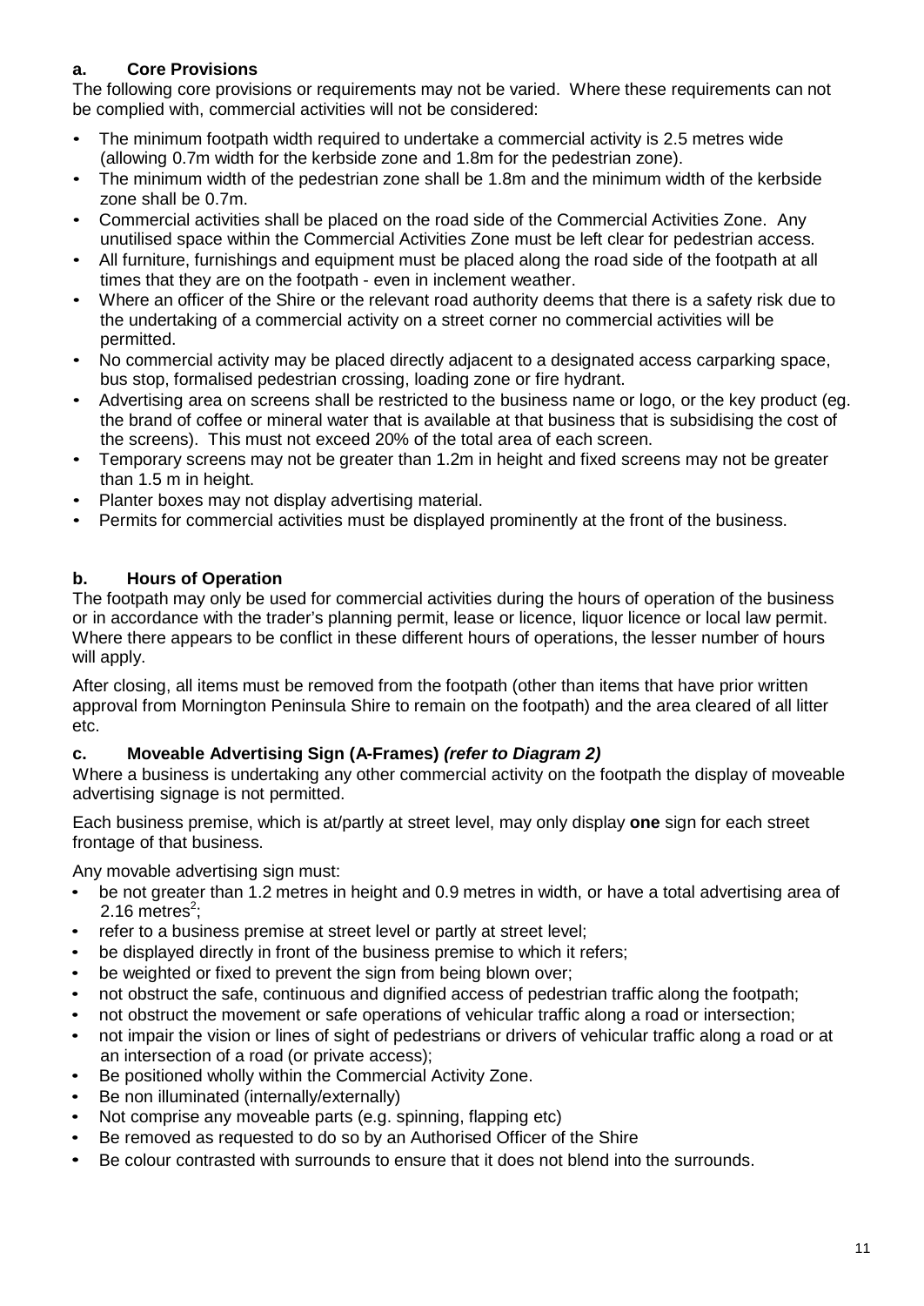### a. Core Provisions

The following core provisions or requirements may not be varied. Where these requirements can not be complied with, commercial activities will not be considered:

- The minimum footpath width required to undertake a commercial activity is 2.5 metres wide (allowing 0.7m width for the kerbside zone and 1.8m for the pedestrian zone).
- The minimum width of the pedestrian zone shall be 1.8m and the minimum width of the kerbside zone shall be 0.7m.
- Commercial activities shall be placed on the road side of the Commercial Activities Zone. Any unutilised space within the Commercial Activities Zone must be left clear for pedestrian access.
- All furniture, furnishings and equipment must be placed along the road side of the footpath at all times that they are on the footpath - even in inclement weather.
- Where an officer of the Shire or the relevant road authority deems that there is a safety risk due to the undertaking of a commercial activity on a street corner no commercial activities will be permitted.
- No commercial activity may be placed directly adjacent to a designated access carparking space, bus stop, formalised pedestrian crossing, loading zone or fire hydrant.
- Advertising area on screens shall be restricted to the business name or logo, or the key product (eg. the brand of coffee or mineral water that is available at that business that is subsidising the cost of the screens). This must not exceed 20% of the total area of each screen.
- Temporary screens may not be greater than 1.2m in height and fixed screens may not be greater than 1.5 m in height.
- Planter boxes may not display advertising material.
- Permits for commercial activities must be displayed prominently at the front of the business.

### b. Hours of Operation

The footpath may only be used for commercial activities during the hours of operation of the business or in accordance with the trader's planning permit, lease or licence, liquor licence or local law permit. Where there appears to be conflict in these different hours of operations, the lesser number of hours will apply.

After closing, all items must be removed from the footpath (other than items that have prior written approval from Mornington Peninsula Shire to remain on the footpath) and the area cleared of all litter etc.

### c. Moveable Advertising Sign (A-Frames) *(refer to Diagram 2)*

Where a business is undertaking any other commercial activity on the footpath the display of moveable advertising signage is not permitted.

Each business premise, which is at/partly at street level, may only display **one** sign for each street frontage of that business.

Any movable advertising sign must:

- be not greater than 1.2 metres in height and 0.9 metres in width, or have a total advertising area of 2.16 $metres^2$;
- refer to a business premise at street level or partly at street level;
- be displayed directly in front of the business premise to which it refers;
- be weighted or fixed to prevent the sign from being blown over;
- not obstruct the safe, continuous and dignified access of pedestrian traffic along the footpath;
- not obstruct the movement or safe operations of vehicular traffic along a road or intersection;
- not impair the vision or lines of sight of pedestrians or drivers of vehicular traffic along a road or at an intersection of a road (or private access);
- Be positioned wholly within the Commercial Activity Zone.
- Be non illuminated (internally/externally)
- Not comprise any moveable parts (e.g. spinning, flapping etc)
- Be removed as requested to do so by an Authorised Officer of the Shire
- Be colour contrasted with surrounds to ensure that it does not blend into the surrounds.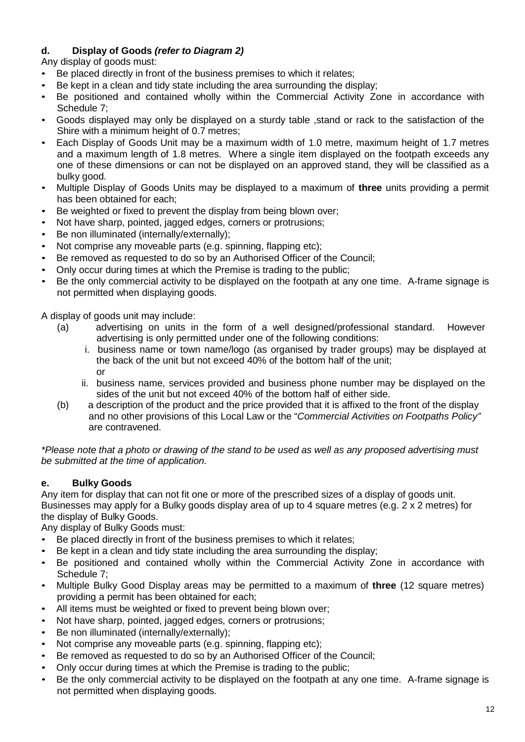### d. Display of Goods *(refer to Diagram 2)*

Any display of goods must:

- Be placed directly in front of the business premises to which it relates;
- Be kept in a clean and tidy state including the area surrounding the display;
- Be positioned and contained wholly within the Commercial Activity Zone in accordance with Schedule 7;
- Goods displayed may only be displayed on a sturdy table ,stand or rack to the satisfaction of the Shire with a minimum height of 0.7 metres;
- Each Display of Goods Unit may be a maximum width of 1.0 metre, maximum height of 1.7 metres and a maximum length of 1.8 metres. Where a single item displayed on the footpath exceeds any one of these dimensions or can not be displayed on an approved stand, they will be classified as a bulky good.
- Multiple Display of Goods Units may be displayed to a maximum of **three** units providing a permit has been obtained for each;
- Be weighted or fixed to prevent the display from being blown over;
- Not have sharp, pointed, jagged edges, corners or protrusions;
- Be non illuminated (internally/externally);
- Not comprise any moveable parts (e.g. spinning, flapping etc);
- Be removed as requested to do so by an Authorised Officer of the Council;
- Only occur during times at which the Premise is trading to the public;
- Be the only commercial activity to be displayed on the footpath at any one time. A-frame signage is not permitted when displaying goods.

A display of goods unit may include:

(a) advertising on units in the form of a well designed/professional standard. However advertising is only permitted under one of the following conditions:

  i. business name or town name/logo (as organised by trader groups) may be displayed at the back of the unit but not exceed 40% of the bottom half of the unit;
  or

  ii. business name, services provided and business phone number may be displayed on the sides of the unit but not exceed 40% of the bottom half of either side.

(b) a description of the product and the price provided that it is affixed to the front of the display and no other provisions of this Local Law or the "*Commercial Activities on Footpaths Policy"* are contravened.

*\*Please note that a photo or drawing of the stand to be used as well as any proposed advertising must be submitted at the time of application.*

### e. Bulky Goods

Any item for display that can not fit one or more of the prescribed sizes of a display of goods unit. Businesses may apply for a Bulky goods display area of up to 4 square metres (e.g. 2 x 2 metres) for the display of Bulky Goods.

Any display of Bulky Goods must:

- Be placed directly in front of the business premises to which it relates;
- Be kept in a clean and tidy state including the area surrounding the display;
- Be positioned and contained wholly within the Commercial Activity Zone in accordance with Schedule 7;
- Multiple Bulky Good Display areas may be permitted to a maximum of **three** (12 square metres) providing a permit has been obtained for each;
- All items must be weighted or fixed to prevent being blown over;
- Not have sharp, pointed, jagged edges, corners or protrusions;
- Be non illuminated (internally/externally);
- Not comprise any moveable parts (e.g. spinning, flapping etc);
- Be removed as requested to do so by an Authorised Officer of the Council;
- Only occur during times at which the Premise is trading to the public;
- Be the only commercial activity to be displayed on the footpath at any one time. A-frame signage is not permitted when displaying goods.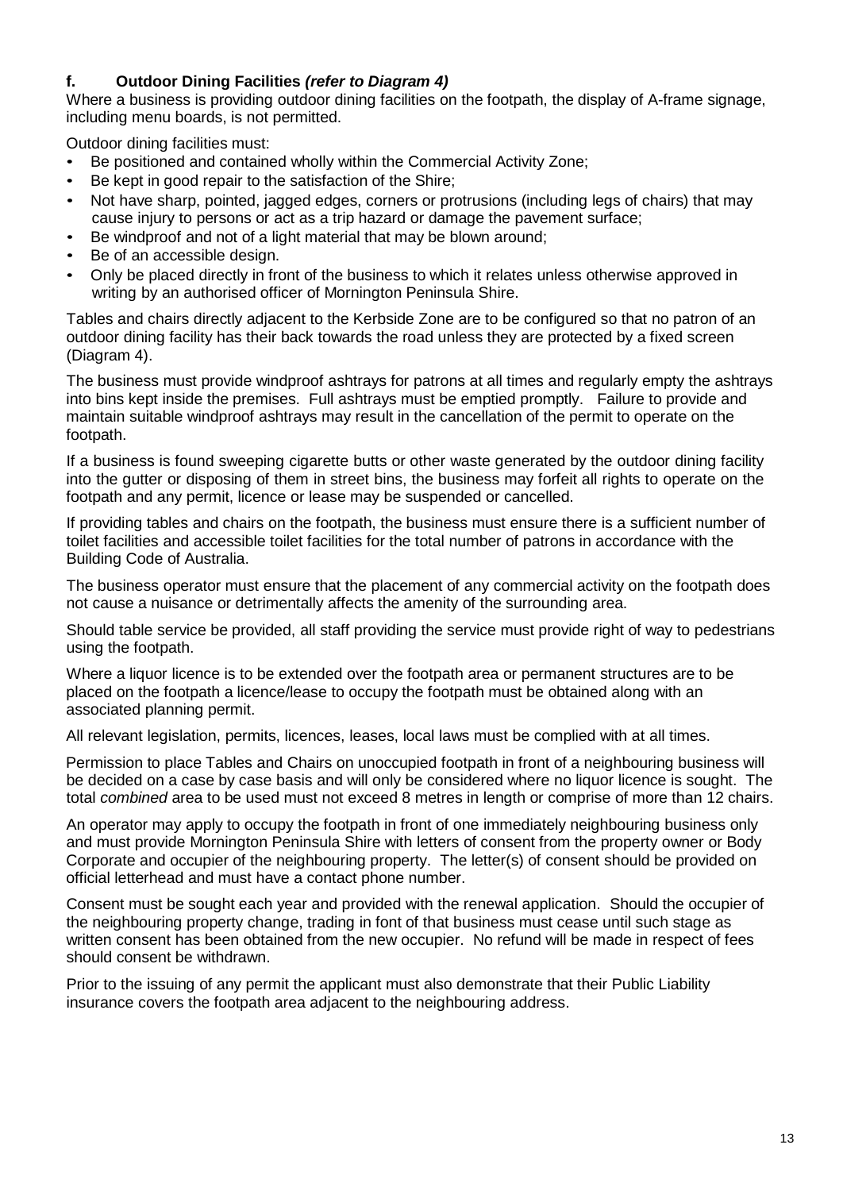### f. Outdoor Dining Facilities *(refer to Diagram 4)*

Where a business is providing outdoor dining facilities on the footpath, the display of A-frame signage, including menu boards, is not permitted.

Outdoor dining facilities must:

- Be positioned and contained wholly within the Commercial Activity Zone;
- Be kept in good repair to the satisfaction of the Shire;
- Not have sharp, pointed, jagged edges, corners or protrusions (including legs of chairs) that may cause injury to persons or act as a trip hazard or damage the pavement surface;
- Be windproof and not of a light material that may be blown around;
- Be of an accessible design.
- Only be placed directly in front of the business to which it relates unless otherwise approved in writing by an authorised officer of Mornington Peninsula Shire.

Tables and chairs directly adjacent to the Kerbside Zone are to be configured so that no patron of an outdoor dining facility has their back towards the road unless they are protected by a fixed screen (Diagram 4).

The business must provide windproof ashtrays for patrons at all times and regularly empty the ashtrays into bins kept inside the premises. Full ashtrays must be emptied promptly. Failure to provide and maintain suitable windproof ashtrays may result in the cancellation of the permit to operate on the footpath.

If a business is found sweeping cigarette butts or other waste generated by the outdoor dining facility into the gutter or disposing of them in street bins, the business may forfeit all rights to operate on the footpath and any permit, licence or lease may be suspended or cancelled.

If providing tables and chairs on the footpath, the business must ensure there is a sufficient number of toilet facilities and accessible toilet facilities for the total number of patrons in accordance with the Building Code of Australia.

The business operator must ensure that the placement of any commercial activity on the footpath does not cause a nuisance or detrimentally affects the amenity of the surrounding area.

Should table service be provided, all staff providing the service must provide right of way to pedestrians using the footpath.

Where a liquor licence is to be extended over the footpath area or permanent structures are to be placed on the footpath a licence/lease to occupy the footpath must be obtained along with an associated planning permit.

All relevant legislation, permits, licences, leases, local laws must be complied with at all times.

Permission to place Tables and Chairs on unoccupied footpath in front of a neighbouring business will be decided on a case by case basis and will only be considered where no liquor licence is sought. The total *combined* area to be used must not exceed 8 metres in length or comprise of more than 12 chairs.

An operator may apply to occupy the footpath in front of one immediately neighbouring business only and must provide Mornington Peninsula Shire with letters of consent from the property owner or Body Corporate and occupier of the neighbouring property. The letter(s) of consent should be provided on official letterhead and must have a contact phone number.

Consent must be sought each year and provided with the renewal application. Should the occupier of the neighbouring property change, trading in font of that business must cease until such stage as written consent has been obtained from the new occupier. No refund will be made in respect of fees should consent be withdrawn.

Prior to the issuing of any permit the applicant must also demonstrate that their Public Liability insurance covers the footpath area adjacent to the neighbouring address.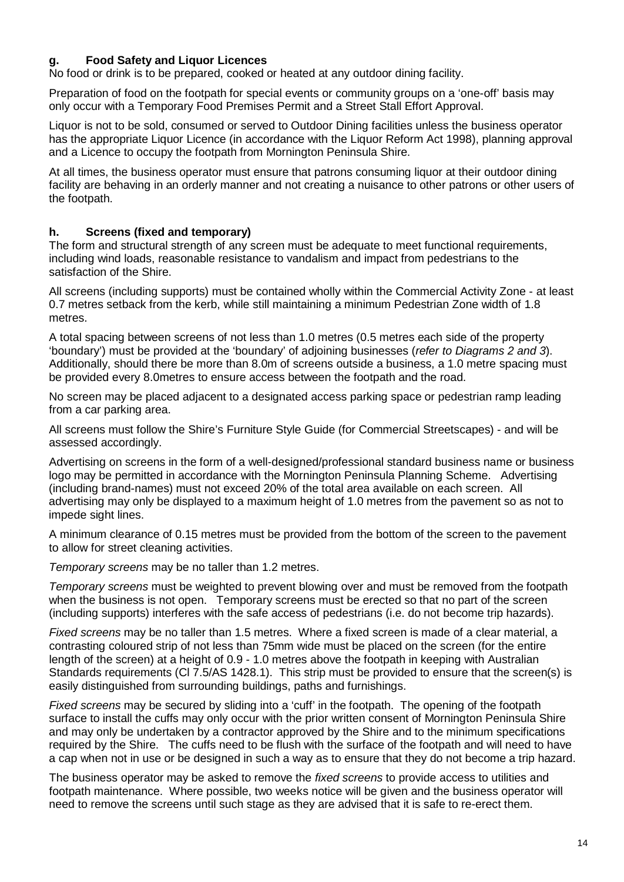### g. Food Safety and Liquor Licences

No food or drink is to be prepared, cooked or heated at any outdoor dining facility.

Preparation of food on the footpath for special events or community groups on a 'one-off' basis may only occur with a Temporary Food Premises Permit and a Street Stall Effort Approval.

Liquor is not to be sold, consumed or served to Outdoor Dining facilities unless the business operator has the appropriate Liquor Licence (in accordance with the Liquor Reform Act 1998), planning approval and a Licence to occupy the footpath from Mornington Peninsula Shire.

At all times, the business operator must ensure that patrons consuming liquor at their outdoor dining facility are behaving in an orderly manner and not creating a nuisance to other patrons or other users of the footpath.

### h. Screens (fixed and temporary)

The form and structural strength of any screen must be adequate to meet functional requirements, including wind loads, reasonable resistance to vandalism and impact from pedestrians to the satisfaction of the Shire.

All screens (including supports) must be contained wholly within the Commercial Activity Zone - at least 0.7 metres setback from the kerb, while still maintaining a minimum Pedestrian Zone width of 1.8 metres.

A total spacing between screens of not less than 1.0 metres (0.5 metres each side of the property 'boundary') must be provided at the 'boundary' of adjoining businesses (*refer to Diagrams 2 and 3*). Additionally, should there be more than 8.0m of screens outside a business, a 1.0 metre spacing must be provided every 8.0metres to ensure access between the footpath and the road.

No screen may be placed adjacent to a designated access parking space or pedestrian ramp leading from a car parking area.

All screens must follow the Shire's Furniture Style Guide (for Commercial Streetscapes) - and will be assessed accordingly.

Advertising on screens in the form of a well-designed/professional standard business name or business logo may be permitted in accordance with the Mornington Peninsula Planning Scheme. Advertising (including brand-names) must not exceed 20% of the total area available on each screen. All advertising may only be displayed to a maximum height of 1.0 metres from the pavement so as not to impede sight lines.

A minimum clearance of 0.15 metres must be provided from the bottom of the screen to the pavement to allow for street cleaning activities.

*Temporary screens* may be no taller than 1.2 metres.

*Temporary screens* must be weighted to prevent blowing over and must be removed from the footpath when the business is not open. Temporary screens must be erected so that no part of the screen (including supports) interferes with the safe access of pedestrians (i.e. do not become trip hazards).

*Fixed screens* may be no taller than 1.5 metres. Where a fixed screen is made of a clear material, a contrasting coloured strip of not less than 75mm wide must be placed on the screen (for the entire length of the screen) at a height of 0.9 - 1.0 metres above the footpath in keeping with Australian Standards requirements (Cl 7.5/AS 1428.1). This strip must be provided to ensure that the screen(s) is easily distinguished from surrounding buildings, paths and furnishings.

*Fixed screens* may be secured by sliding into a 'cuff' in the footpath. The opening of the footpath surface to install the cuffs may only occur with the prior written consent of Mornington Peninsula Shire and may only be undertaken by a contractor approved by the Shire and to the minimum specifications required by the Shire. The cuffs need to be flush with the surface of the footpath and will need to have a cap when not in use or be designed in such a way as to ensure that they do not become a trip hazard.

The business operator may be asked to remove the *fixed screens* to provide access to utilities and footpath maintenance. Where possible, two weeks notice will be given and the business operator will need to remove the screens until such stage as they are advised that it is safe to re-erect them.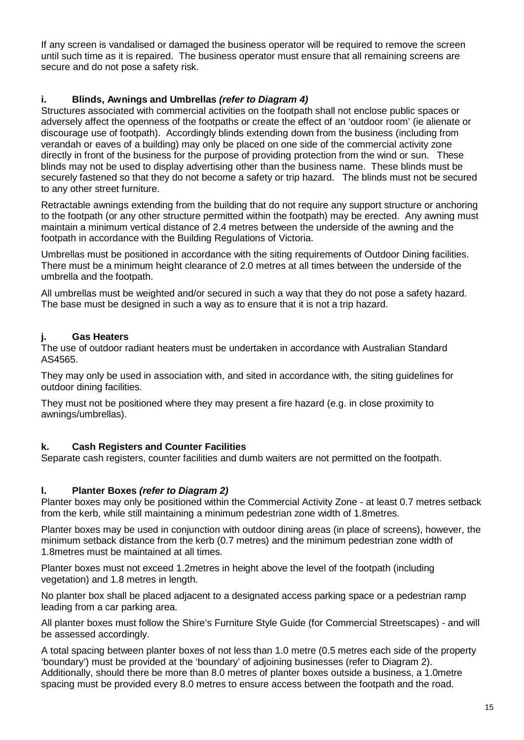If any screen is vandalised or damaged the business operator will be required to remove the screen until such time as it is repaired. The business operator must ensure that all remaining screens are secure and do not pose a safety risk.

### i. Blinds, Awnings and Umbrellas *(refer to Diagram 4)*

Structures associated with commercial activities on the footpath shall not enclose public spaces or adversely affect the openness of the footpaths or create the effect of an 'outdoor room' (ie alienate or discourage use of footpath). Accordingly blinds extending down from the business (including from verandah or eaves of a building) may only be placed on one side of the commercial activity zone directly in front of the business for the purpose of providing protection from the wind or sun. These blinds may not be used to display advertising other than the business name. These blinds must be securely fastened so that they do not become a safety or trip hazard. The blinds must not be secured to any other street furniture.

Retractable awnings extending from the building that do not require any support structure or anchoring to the footpath (or any other structure permitted within the footpath) may be erected. Any awning must maintain a minimum vertical distance of 2.4 metres between the underside of the awning and the footpath in accordance with the Building Regulations of Victoria.

Umbrellas must be positioned in accordance with the siting requirements of Outdoor Dining facilities. There must be a minimum height clearance of 2.0 metres at all times between the underside of the umbrella and the footpath.

All umbrellas must be weighted and/or secured in such a way that they do not pose a safety hazard. The base must be designed in such a way as to ensure that it is not a trip hazard.

### j. Gas Heaters

The use of outdoor radiant heaters must be undertaken in accordance with Australian Standard AS4565.

They may only be used in association with, and sited in accordance with, the siting guidelines for outdoor dining facilities.

They must not be positioned where they may present a fire hazard (e.g. in close proximity to awnings/umbrellas).

### k. Cash Registers and Counter Facilities

Separate cash registers, counter facilities and dumb waiters are not permitted on the footpath.

### l. Planter Boxes *(refer to Diagram 2)*

Planter boxes may only be positioned within the Commercial Activity Zone - at least 0.7 metres setback from the kerb, while still maintaining a minimum pedestrian zone width of 1.8metres.

Planter boxes may be used in conjunction with outdoor dining areas (in place of screens), however, the minimum setback distance from the kerb (0.7 metres) and the minimum pedestrian zone width of 1.8metres must be maintained at all times.

Planter boxes must not exceed 1.2metres in height above the level of the footpath (including vegetation) and 1.8 metres in length.

No planter box shall be placed adjacent to a designated access parking space or a pedestrian ramp leading from a car parking area.

All planter boxes must follow the Shire's Furniture Style Guide (for Commercial Streetscapes) - and will be assessed accordingly.

A total spacing between planter boxes of not less than 1.0 metre (0.5 metres each side of the property 'boundary') must be provided at the 'boundary' of adjoining businesses (refer to Diagram 2). Additionally, should there be more than 8.0 metres of planter boxes outside a business, a 1.0metre spacing must be provided every 8.0 metres to ensure access between the footpath and the road.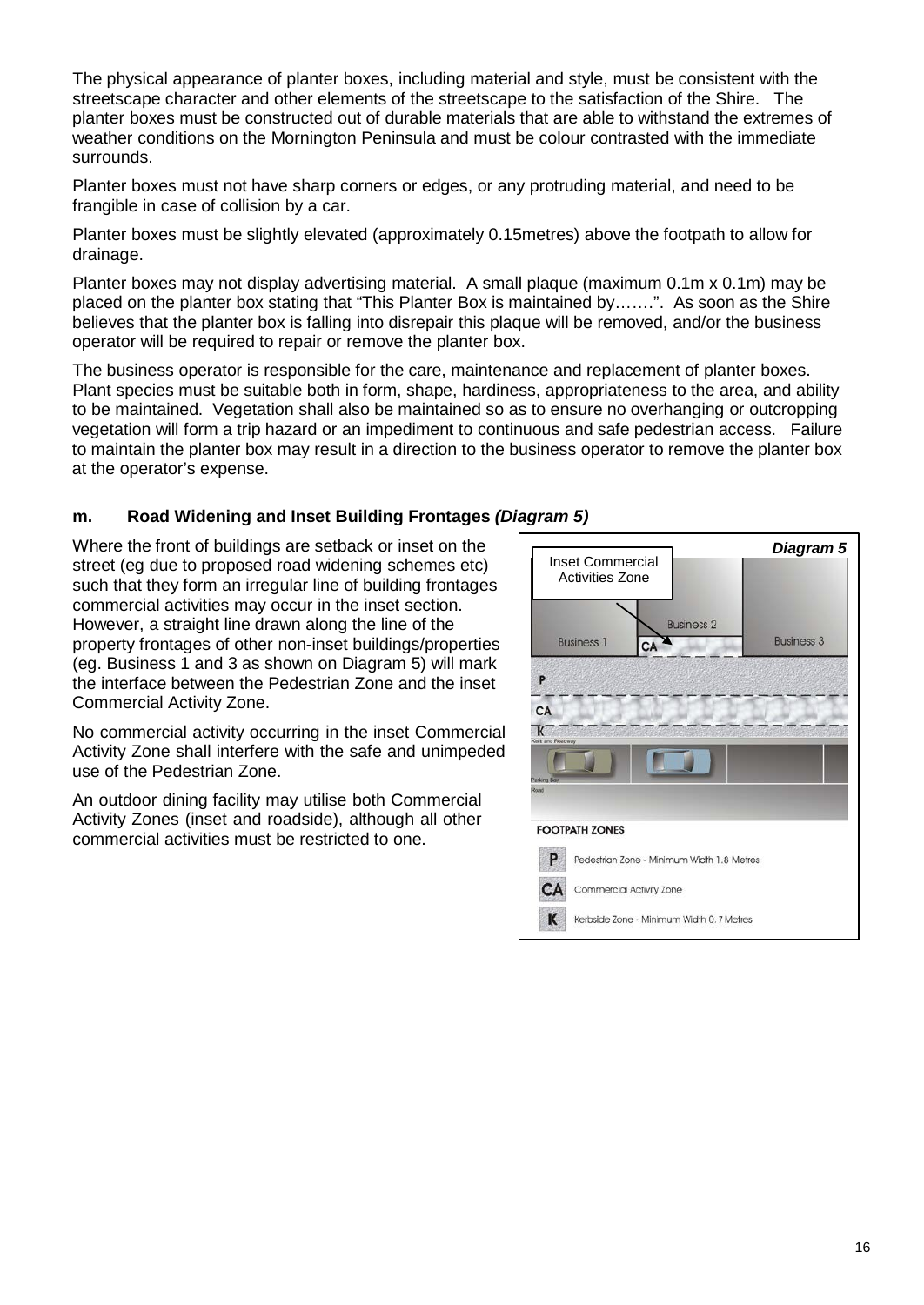The physical appearance of planter boxes, including material and style, must be consistent with the streetscape character and other elements of the streetscape to the satisfaction of the Shire. The planter boxes must be constructed out of durable materials that are able to withstand the extremes of weather conditions on the Mornington Peninsula and must be colour contrasted with the immediate surrounds.

Planter boxes must not have sharp corners or edges, or any protruding material, and need to be frangible in case of collision by a car.

Planter boxes must be slightly elevated (approximately 0.15metres) above the footpath to allow for drainage.

Planter boxes may not display advertising material. A small plaque (maximum 0.1m x 0.1m) may be placed on the planter box stating that "This Planter Box is maintained by…….". As soon as the Shire believes that the planter box is falling into disrepair this plaque will be removed, and/or the business operator will be required to repair or remove the planter box.

The business operator is responsible for the care, maintenance and replacement of planter boxes. Plant species must be suitable both in form, shape, hardiness, appropriateness to the area, and ability to be maintained. Vegetation shall also be maintained so as to ensure no overhanging or outcropping vegetation will form a trip hazard or an impediment to continuous and safe pedestrian access. Failure to maintain the planter box may result in a direction to the business operator to remove the planter box at the operator's expense.

### m. Road Widening and Inset Building Frontages *(Diagram 5)*

Where the front of buildings are setback or inset on the street (eg due to proposed road widening schemes etc) such that they form an irregular line of building frontages commercial activities may occur in the inset section. However, a straight line drawn along the line of the property frontages of other non-inset buildings/properties (eg. Business 1 and 3 as shown on Diagram 5) will mark the interface between the Pedestrian Zone and the inset Commercial Activity Zone.

No commercial activity occurring in the inset Commercial Activity Zone shall interfere with the safe and unimpeded use of the Pedestrian Zone.

An outdoor dining facility may utilise both Commercial Activity Zones (inset and roadside), although all other commercial activities must be restricted to one.

***Diagram 5***

Inset Commercial Activities Zone

Business 1 | Business 2 | Business 3

FOOTPATH ZONES

- P — Pedestrian Zone - Minimum Width 1.8 Metres
- CA — Commercial Activity Zone
- K — Kerbside Zone - Minimum Width 0.7 Metres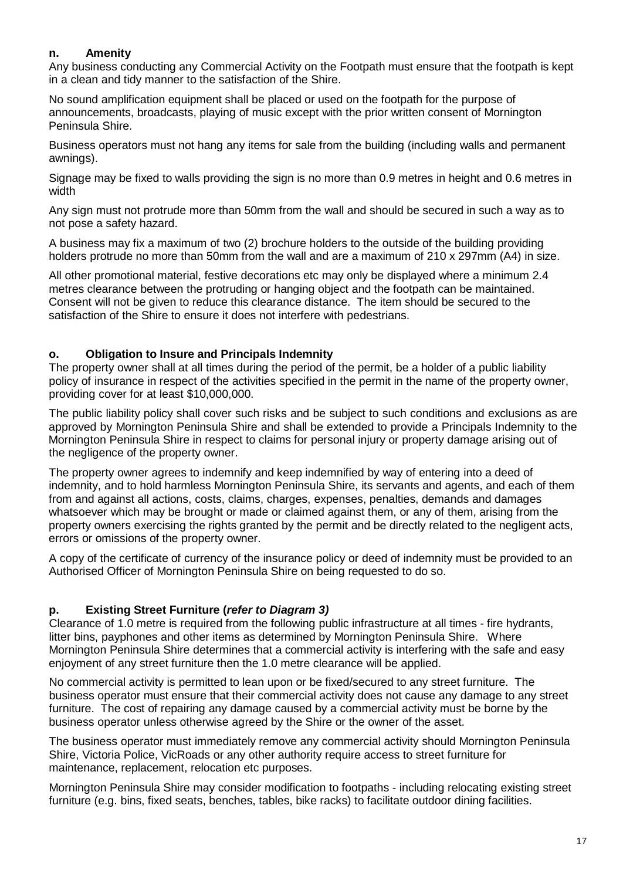### n. Amenity

Any business conducting any Commercial Activity on the Footpath must ensure that the footpath is kept in a clean and tidy manner to the satisfaction of the Shire.

No sound amplification equipment shall be placed or used on the footpath for the purpose of announcements, broadcasts, playing of music except with the prior written consent of Mornington Peninsula Shire.

Business operators must not hang any items for sale from the building (including walls and permanent awnings).

Signage may be fixed to walls providing the sign is no more than 0.9 metres in height and 0.6 metres in width

Any sign must not protrude more than 50mm from the wall and should be secured in such a way as to not pose a safety hazard.

A business may fix a maximum of two (2) brochure holders to the outside of the building providing holders protrude no more than 50mm from the wall and are a maximum of 210 x 297mm (A4) in size.

All other promotional material, festive decorations etc may only be displayed where a minimum 2.4 metres clearance between the protruding or hanging object and the footpath can be maintained. Consent will not be given to reduce this clearance distance. The item should be secured to the satisfaction of the Shire to ensure it does not interfere with pedestrians.

### o. Obligation to Insure and Principals Indemnity

The property owner shall at all times during the period of the permit, be a holder of a public liability policy of insurance in respect of the activities specified in the permit in the name of the property owner, providing cover for at least $10,000,000.

The public liability policy shall cover such risks and be subject to such conditions and exclusions as are approved by Mornington Peninsula Shire and shall be extended to provide a Principals Indemnity to the Mornington Peninsula Shire in respect to claims for personal injury or property damage arising out of the negligence of the property owner.

The property owner agrees to indemnify and keep indemnified by way of entering into a deed of indemnity, and to hold harmless Mornington Peninsula Shire, its servants and agents, and each of them from and against all actions, costs, claims, charges, expenses, penalties, demands and damages whatsoever which may be brought or made or claimed against them, or any of them, arising from the property owners exercising the rights granted by the permit and be directly related to the negligent acts, errors or omissions of the property owner.

A copy of the certificate of currency of the insurance policy or deed of indemnity must be provided to an Authorised Officer of Mornington Peninsula Shire on being requested to do so.

### p. Existing Street Furniture (*refer to Diagram 3)*

Clearance of 1.0 metre is required from the following public infrastructure at all times - fire hydrants, litter bins, payphones and other items as determined by Mornington Peninsula Shire. Where Mornington Peninsula Shire determines that a commercial activity is interfering with the safe and easy enjoyment of any street furniture then the 1.0 metre clearance will be applied.

No commercial activity is permitted to lean upon or be fixed/secured to any street furniture. The business operator must ensure that their commercial activity does not cause any damage to any street furniture. The cost of repairing any damage caused by a commercial activity must be borne by the business operator unless otherwise agreed by the Shire or the owner of the asset.

The business operator must immediately remove any commercial activity should Mornington Peninsula Shire, Victoria Police, VicRoads or any other authority require access to street furniture for maintenance, replacement, relocation etc purposes.

Mornington Peninsula Shire may consider modification to footpaths - including relocating existing street furniture (e.g. bins, fixed seats, benches, tables, bike racks) to facilitate outdoor dining facilities.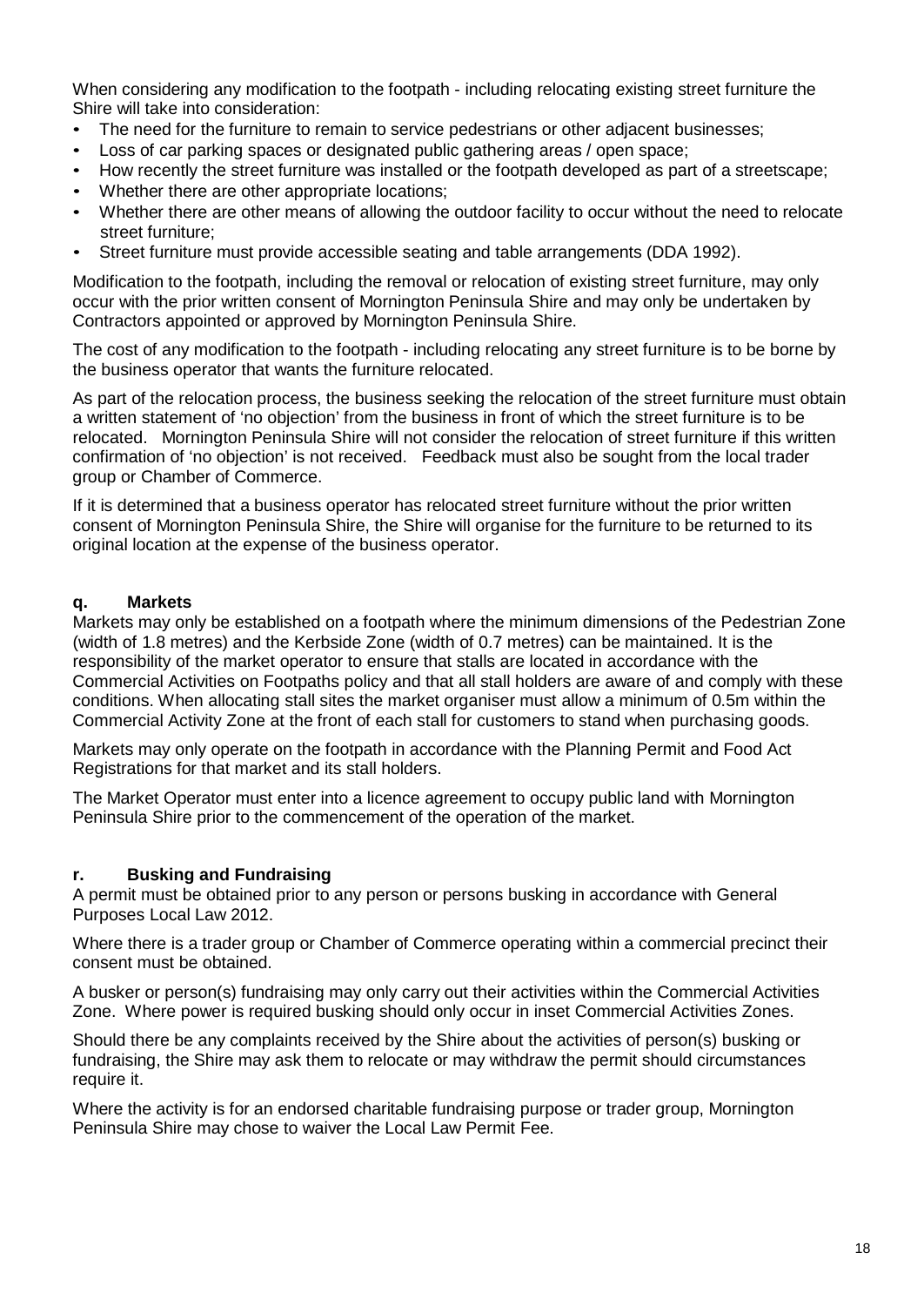When considering any modification to the footpath - including relocating existing street furniture the Shire will take into consideration:

- The need for the furniture to remain to service pedestrians or other adjacent businesses;
- Loss of car parking spaces or designated public gathering areas / open space;
- How recently the street furniture was installed or the footpath developed as part of a streetscape;
- Whether there are other appropriate locations;
- Whether there are other means of allowing the outdoor facility to occur without the need to relocate street furniture;
- Street furniture must provide accessible seating and table arrangements (DDA 1992).

Modification to the footpath, including the removal or relocation of existing street furniture, may only occur with the prior written consent of Mornington Peninsula Shire and may only be undertaken by Contractors appointed or approved by Mornington Peninsula Shire.

The cost of any modification to the footpath - including relocating any street furniture is to be borne by the business operator that wants the furniture relocated.

As part of the relocation process, the business seeking the relocation of the street furniture must obtain a written statement of 'no objection' from the business in front of which the street furniture is to be relocated. Mornington Peninsula Shire will not consider the relocation of street furniture if this written confirmation of 'no objection' is not received. Feedback must also be sought from the local trader group or Chamber of Commerce.

If it is determined that a business operator has relocated street furniture without the prior written consent of Mornington Peninsula Shire, the Shire will organise for the furniture to be returned to its original location at the expense of the business operator.

**q. Markets**

Markets may only be established on a footpath where the minimum dimensions of the Pedestrian Zone (width of 1.8 metres) and the Kerbside Zone (width of 0.7 metres) can be maintained. It is the responsibility of the market operator to ensure that stalls are located in accordance with the Commercial Activities on Footpaths policy and that all stall holders are aware of and comply with these conditions. When allocating stall sites the market organiser must allow a minimum of 0.5m within the Commercial Activity Zone at the front of each stall for customers to stand when purchasing goods.

Markets may only operate on the footpath in accordance with the Planning Permit and Food Act Registrations for that market and its stall holders.

The Market Operator must enter into a licence agreement to occupy public land with Mornington Peninsula Shire prior to the commencement of the operation of the market.

**r. Busking and Fundraising**

A permit must be obtained prior to any person or persons busking in accordance with General Purposes Local Law 2012.

Where there is a trader group or Chamber of Commerce operating within a commercial precinct their consent must be obtained.

A busker or person(s) fundraising may only carry out their activities within the Commercial Activities Zone. Where power is required busking should only occur in inset Commercial Activities Zones.

Should there be any complaints received by the Shire about the activities of person(s) busking or fundraising, the Shire may ask them to relocate or may withdraw the permit should circumstances require it.

Where the activity is for an endorsed charitable fundraising purpose or trader group, Mornington Peninsula Shire may chose to waiver the Local Law Permit Fee.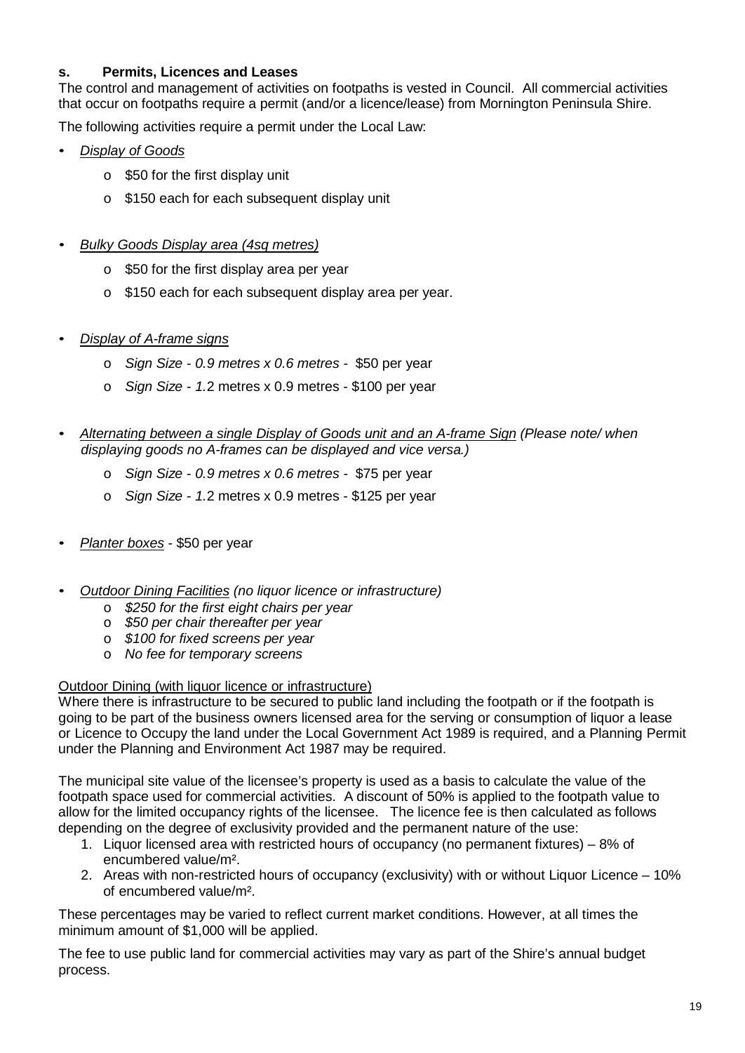**s. Permits, Licences and Leases**

The control and management of activities on footpaths is vested in Council. All commercial activities that occur on footpaths require a permit (and/or a licence/lease) from Mornington Peninsula Shire.

The following activities require a permit under the Local Law:

- *Display of Goods*
  - \$50 for the first display unit
  - \$150 each for each subsequent display unit

- *Bulky Goods Display area (4sq metres)*
  - \$50 for the first display area per year
  - \$150 each for each subsequent display area per year.

- *Display of A-frame signs*
  - *Sign Size - 0.9 metres x 0.6 metres -* \$50 per year
  - *Sign Size - 1.*2 metres x 0.9 metres - \$100 per year

- *Alternating between a single Display of Goods unit and an A-frame Sign (Please note/ when displaying goods no A-frames can be displayed and vice versa.)*
  - *Sign Size - 0.9 metres x 0.6 metres -* \$75 per year
  - *Sign Size - 1.*2 metres x 0.9 metres - \$125 per year

- *Planter boxes* - \$50 per year

- *Outdoor Dining Facilities (no liquor licence or infrastructure)*
  - *\$250 for the first eight chairs per year*
  - *\$50 per chair thereafter per year*
  - *\$100 for fixed screens per year*
  - *No fee for temporary screens*

Outdoor Dining (with liquor licence or infrastructure)

Where there is infrastructure to be secured to public land including the footpath or if the footpath is going to be part of the business owners licensed area for the serving or consumption of liquor a lease or Licence to Occupy the land under the Local Government Act 1989 is required, and a Planning Permit under the Planning and Environment Act 1987 may be required.

The municipal site value of the licensee's property is used as a basis to calculate the value of the footpath space used for commercial activities. A discount of 50% is applied to the footpath value to allow for the limited occupancy rights of the licensee. The licence fee is then calculated as follows depending on the degree of exclusivity provided and the permanent nature of the use:

1. Liquor licensed area with restricted hours of occupancy (no permanent fixtures) – 8% of encumbered value/m².
2. Areas with non-restricted hours of occupancy (exclusivity) with or without Liquor Licence – 10% of encumbered value/m².

These percentages may be varied to reflect current market conditions. However, at all times the minimum amount of \$1,000 will be applied.

The fee to use public land for commercial activities may vary as part of the Shire's annual budget process.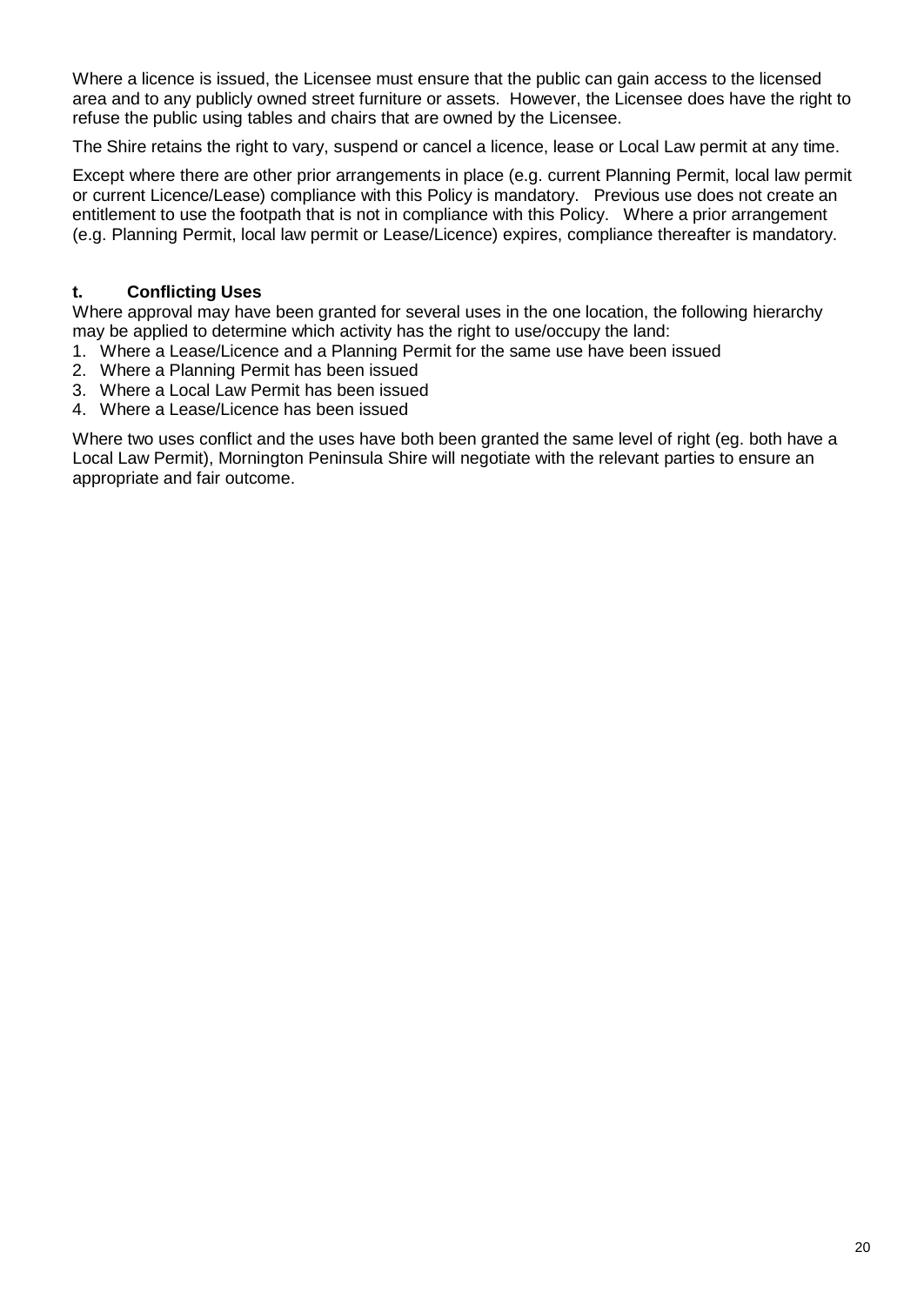Where a licence is issued, the Licensee must ensure that the public can gain access to the licensed area and to any publicly owned street furniture or assets. However, the Licensee does have the right to refuse the public using tables and chairs that are owned by the Licensee.

The Shire retains the right to vary, suspend or cancel a licence, lease or Local Law permit at any time.

Except where there are other prior arrangements in place (e.g. current Planning Permit, local law permit or current Licence/Lease) compliance with this Policy is mandatory. Previous use does not create an entitlement to use the footpath that is not in compliance with this Policy. Where a prior arrangement (e.g. Planning Permit, local law permit or Lease/Licence) expires, compliance thereafter is mandatory.

### t. Conflicting Uses

Where approval may have been granted for several uses in the one location, the following hierarchy may be applied to determine which activity has the right to use/occupy the land:

1. Where a Lease/Licence and a Planning Permit for the same use have been issued
2. Where a Planning Permit has been issued
3. Where a Local Law Permit has been issued
4. Where a Lease/Licence has been issued

Where two uses conflict and the uses have both been granted the same level of right (eg. both have a Local Law Permit), Mornington Peninsula Shire will negotiate with the relevant parties to ensure an appropriate and fair outcome.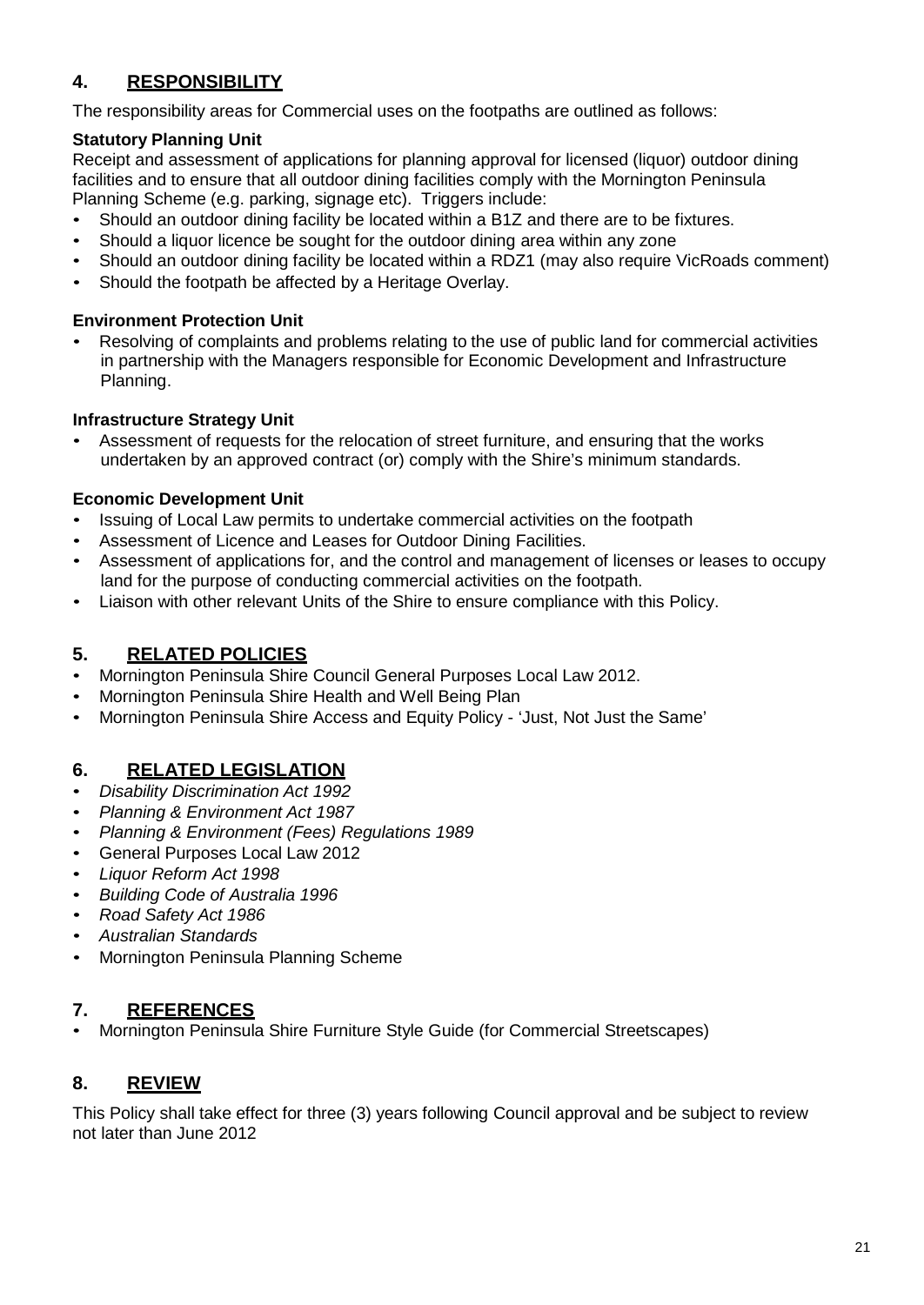## 4. RESPONSIBILITY

The responsibility areas for Commercial uses on the footpaths are outlined as follows:

**Statutory Planning Unit**

Receipt and assessment of applications for planning approval for licensed (liquor) outdoor dining facilities and to ensure that all outdoor dining facilities comply with the Mornington Peninsula Planning Scheme (e.g. parking, signage etc). Triggers include:

- Should an outdoor dining facility be located within a B1Z and there are to be fixtures.
- Should a liquor licence be sought for the outdoor dining area within any zone
- Should an outdoor dining facility be located within a RDZ1 (may also require VicRoads comment)
- Should the footpath be affected by a Heritage Overlay.

**Environment Protection Unit**

- Resolving of complaints and problems relating to the use of public land for commercial activities in partnership with the Managers responsible for Economic Development and Infrastructure Planning.

**Infrastructure Strategy Unit**

- Assessment of requests for the relocation of street furniture, and ensuring that the works undertaken by an approved contract (or) comply with the Shire's minimum standards.

**Economic Development Unit**

- Issuing of Local Law permits to undertake commercial activities on the footpath
- Assessment of Licence and Leases for Outdoor Dining Facilities.
- Assessment of applications for, and the control and management of licenses or leases to occupy land for the purpose of conducting commercial activities on the footpath.
- Liaison with other relevant Units of the Shire to ensure compliance with this Policy.

## 5. RELATED POLICIES

- Mornington Peninsula Shire Council General Purposes Local Law 2012.
- Mornington Peninsula Shire Health and Well Being Plan
- Mornington Peninsula Shire Access and Equity Policy - 'Just, Not Just the Same'

## 6. RELATED LEGISLATION

- *Disability Discrimination Act 1992*
- *Planning & Environment Act 1987*
- *Planning & Environment (Fees) Regulations 1989*
- General Purposes Local Law 2012
- *Liquor Reform Act 1998*
- *Building Code of Australia 1996*
- *Road Safety Act 1986*
- *Australian Standards*
- Mornington Peninsula Planning Scheme

## 7. REFERENCES

- Mornington Peninsula Shire Furniture Style Guide (for Commercial Streetscapes)

## 8. REVIEW

This Policy shall take effect for three (3) years following Council approval and be subject to review not later than June 2012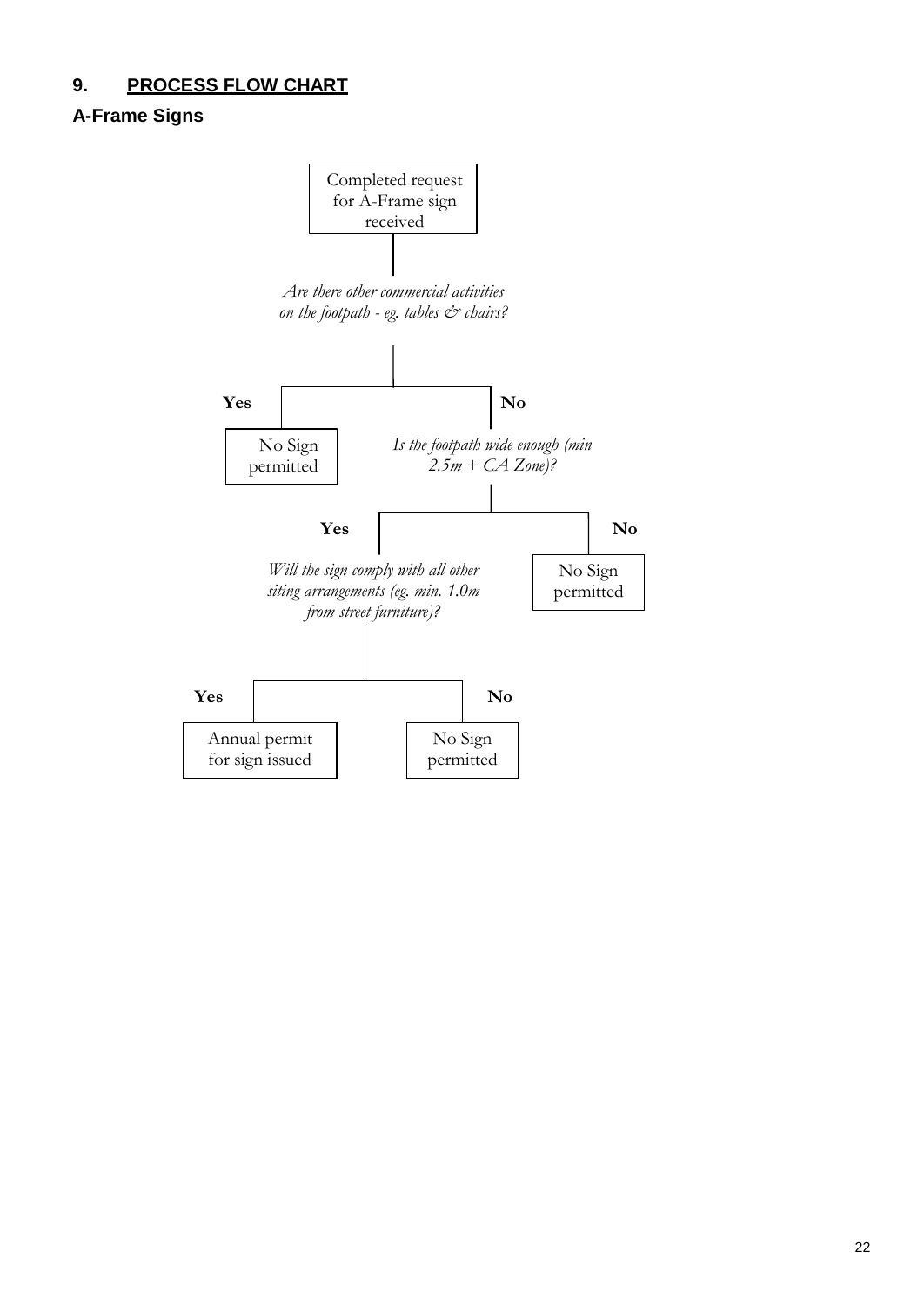## 9. PROCESS FLOW CHART

### A-Frame Signs

Completed request for A-Frame sign received

*Are there other commercial activities on the footpath - eg. tables & chairs?*

**Yes**

No Sign permitted

**No**

*Is the footpath wide enough (min 2.5m + CA Zone)?*

**Yes**

*Will the sign comply with all other siting arrangements (eg. min. 1.0m from street furniture)?*

**Yes**

Annual permit for sign issued

**No**

No Sign permitted

**No**

No Sign permitted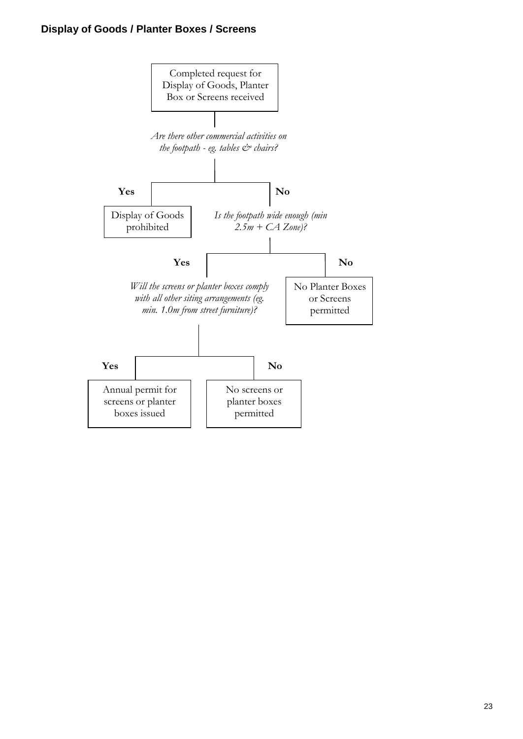### Display of Goods / Planter Boxes / Screens

Completed request for Display of Goods, Planter Box or Screens received

*Are there other commercial activities on the footpath - eg. tables & chairs?*

- **Yes** → Display of Goods prohibited
- **No** → *Is the footpath wide enough (min 2.5m + CA Zone)?*
  - **No** → No Planter Boxes or Screens permitted
  - **Yes** → *Will the screens or planter boxes comply with all other siting arrangements (eg. min. 1.0m from street furniture)?*
    - **Yes** → Annual permit for screens or planter boxes issued
    - **No** → No screens or planter boxes permitted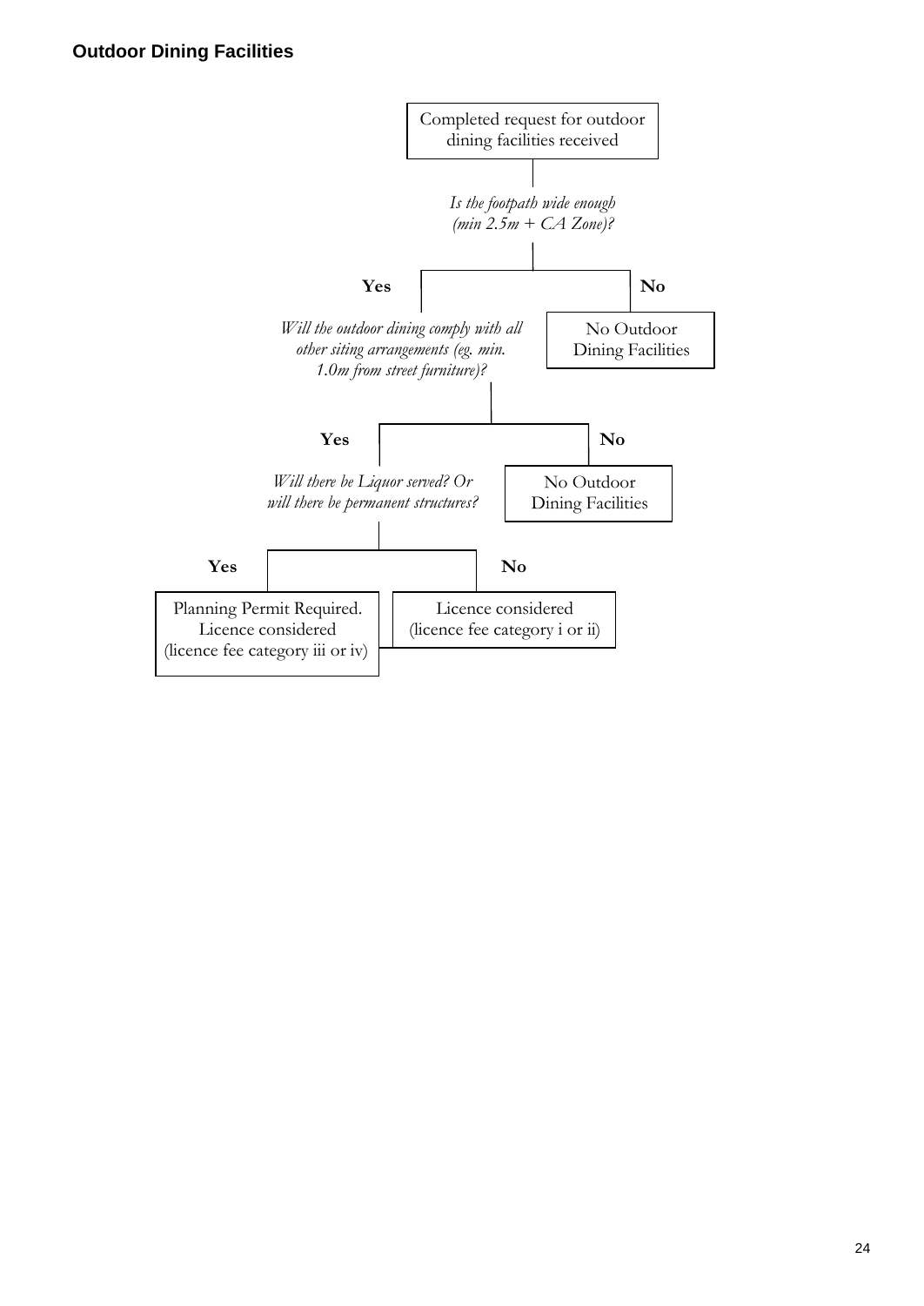## Outdoor Dining Facilities

Completed request for outdoor dining facilities received

*Is the footpath wide enough (min 2.5m + CA Zone)?*

- **No** → No Outdoor Dining Facilities
- **Yes** → *Will the outdoor dining comply with all other siting arrangements (eg. min. 1.0m from street furniture)?*
  - **No** → No Outdoor Dining Facilities
  - **Yes** → *Will there be Liquor served? Or will there be permanent structures?*
    - **Yes** → Planning Permit Required. Licence considered (licence fee category iii or iv)
    - **No** → Licence considered (licence fee category i or ii)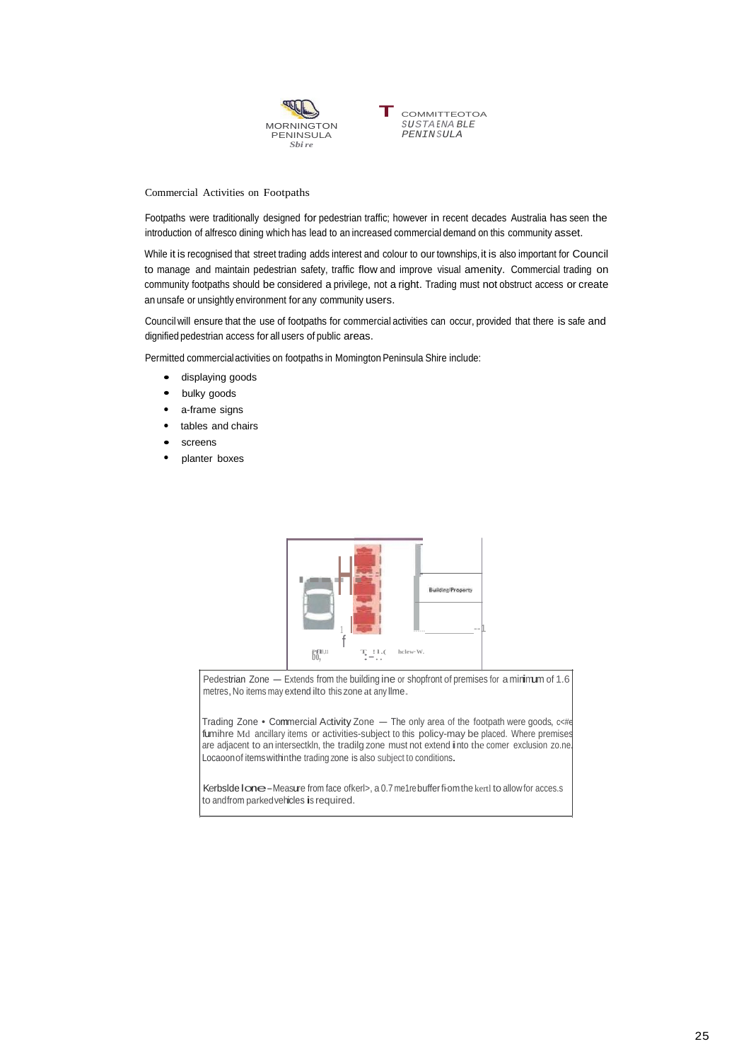MORNINGTON PENINSULA *Shire*

COMMITTEE FOR A SUSTAINABLE PENINSULA

## Commercial Activities on Footpaths

Footpaths were traditionally designed for pedestrian traffic; however in recent decades Australia has seen the introduction of alfresco dining which has lead to an increased commercial demand on this community asset.

While it is recognised that street trading adds interest and colour to our townships, it is also important for Council to manage and maintain pedestrian safety, traffic flow and improve visual amenity. Commercial trading on community footpaths should be considered a privilege, not a right. Trading must not obstruct access or create an unsafe or unsightly environment for any community users.

Council will ensure that the use of footpaths for commercial activities can occur, provided that there is safe and dignified pedestrian access for all users of public areas.

Permitted commercial activities on footpaths in Mornington Peninsula Shire include:

- displaying goods
- bulky goods
- a-frame signs
- tables and chairs
- screens
- planter boxes

Building/Property

Pedestrian Zone — Extends from the building line or shopfront of premises for a minimum of 1.6 metres, No items may extend into this zone at any time.

Trading Zone • Commercial Activity Zone — The only area of the footpath where goods, furniture and ancillary items or activities-subject to this policy-may be placed. Where premises are adjacent to an intersection, the trading zone must not extend into the corner exclusion zone. Location of items within the trading zone is also subject to conditions.

Kerbside Zone – Measure from face of kerb, a 0.7 metre buffer from the kerb to allow for access to and from parked vehicles is required.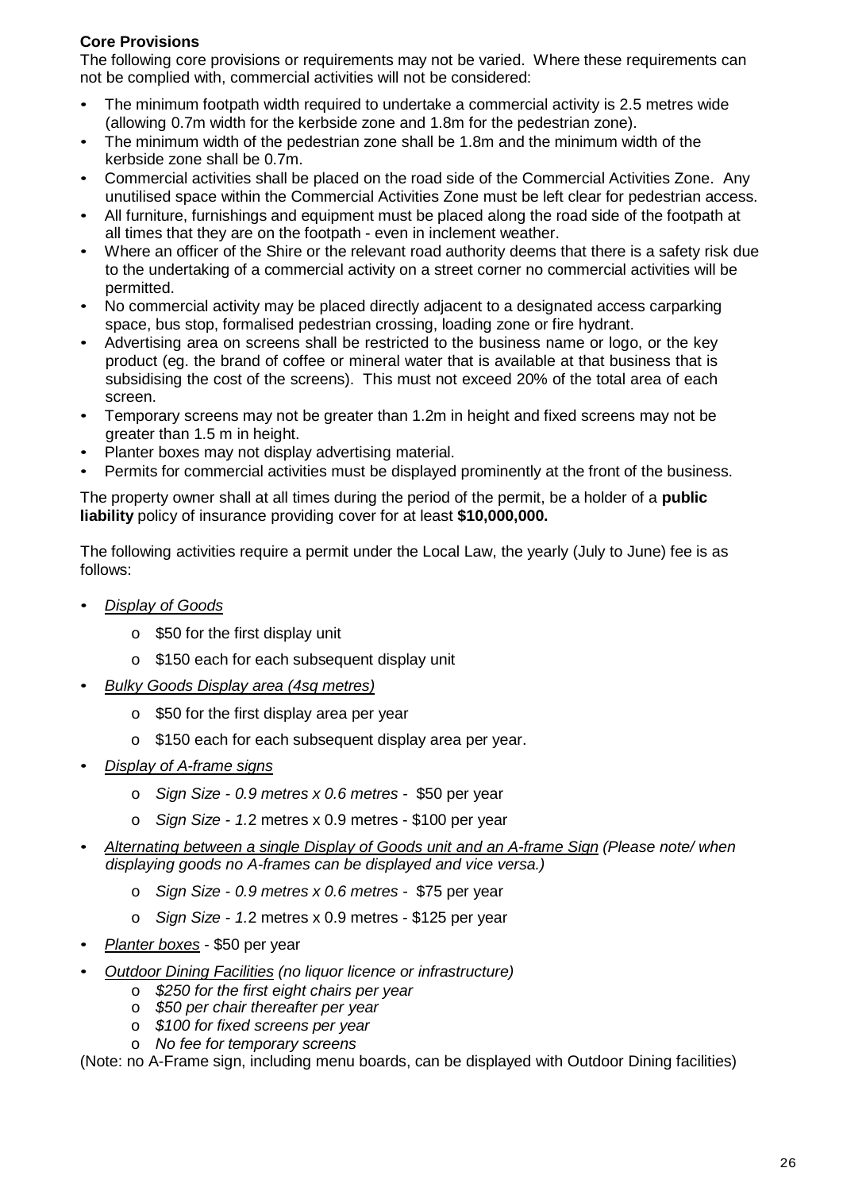**Core Provisions**

The following core provisions or requirements may not be varied. Where these requirements can not be complied with, commercial activities will not be considered:

- The minimum footpath width required to undertake a commercial activity is 2.5 metres wide (allowing 0.7m width for the kerbside zone and 1.8m for the pedestrian zone).
- The minimum width of the pedestrian zone shall be 1.8m and the minimum width of the kerbside zone shall be 0.7m.
- Commercial activities shall be placed on the road side of the Commercial Activities Zone. Any unutilised space within the Commercial Activities Zone must be left clear for pedestrian access.
- All furniture, furnishings and equipment must be placed along the road side of the footpath at all times that they are on the footpath - even in inclement weather.
- Where an officer of the Shire or the relevant road authority deems that there is a safety risk due to the undertaking of a commercial activity on a street corner no commercial activities will be permitted.
- No commercial activity may be placed directly adjacent to a designated access carparking space, bus stop, formalised pedestrian crossing, loading zone or fire hydrant.
- Advertising area on screens shall be restricted to the business name or logo, or the key product (eg. the brand of coffee or mineral water that is available at that business that is subsidising the cost of the screens). This must not exceed 20% of the total area of each screen.
- Temporary screens may not be greater than 1.2m in height and fixed screens may not be greater than 1.5 m in height.
- Planter boxes may not display advertising material.
- Permits for commercial activities must be displayed prominently at the front of the business.

The property owner shall at all times during the period of the permit, be a holder of a **public liability** policy of insurance providing cover for at least **$10,000,000.**

The following activities require a permit under the Local Law, the yearly (July to June) fee is as follows:

- *Display of Goods*
  - $50 for the first display unit
  - $150 each for each subsequent display unit
- *Bulky Goods Display area (4sq metres)*
  - $50 for the first display area per year
  - $150 each for each subsequent display area per year.
- *Display of A-frame signs*
  - *Sign Size - 0.9 metres x 0.6 metres* - $50 per year
  - *Sign Size - 1.*2 metres x 0.9 metres - $100 per year
- *Alternating between a single Display of Goods unit and an A-frame Sign (Please note/ when displaying goods no A-frames can be displayed and vice versa.)*
  - *Sign Size - 0.9 metres x 0.6 metres* - $75 per year
  - *Sign Size - 1.*2 metres x 0.9 metres - $125 per year
- *Planter boxes* - $50 per year
- *Outdoor Dining Facilities (no liquor licence or infrastructure)*
  - *$250 for the first eight chairs per year*
  - *$50 per chair thereafter per year*
  - *$100 for fixed screens per year*
  - *No fee for temporary screens*

(Note: no A-Frame sign, including menu boards, can be displayed with Outdoor Dining facilities)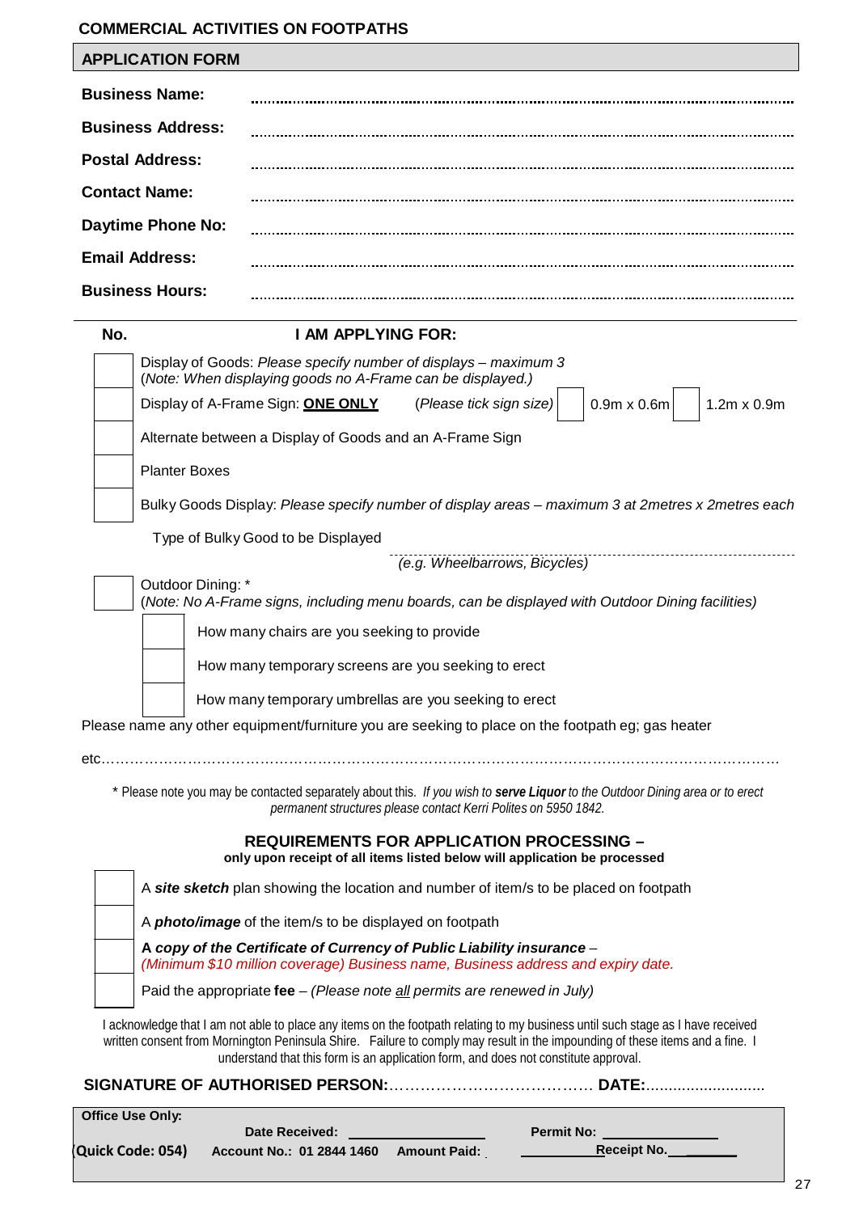**COMMERCIAL ACTIVITIES ON FOOTPATHS**

**APPLICATION FORM**

**Business Name:** ............................................................................................................

**Business Address:** ............................................................................................................

**Postal Address:** ............................................................................................................

**Contact Name:** ............................................................................................................

**Daytime Phone No:** ............................................................................................................

**Email Address:** ............................................................................................................

**Business Hours:** ............................................................................................................

| No. | I AM APPLYING FOR: |
|---|---|
| ☐ | Display of Goods: *Please specify number of displays – maximum 3* (*Note: When displaying goods no A-Frame can be displayed.*) |
| ☐ | Display of A-Frame Sign: **ONE ONLY** (*Please tick sign size*) ☐ 0.9m x 0.6m ☐ 1.2m x 0.9m |
| ☐ | Alternate between a Display of Goods and an A-Frame Sign |
| ☐ | Planter Boxes |
| ☐ | Bulky Goods Display: *Please specify number of display areas – maximum 3 at 2metres x 2metres each* |

Type of Bulky Good to be Displayed ........................................................ *(e.g. Wheelbarrows, Bicycles)*

☐ Outdoor Dining: *
(*Note: No A-Frame signs, including menu boards, can be displayed with Outdoor Dining facilities*)

- ☐ How many chairs are you seeking to provide
- ☐ How many temporary screens are you seeking to erect
- ☐ How many temporary umbrellas are you seeking to erect

Please name any other equipment/furniture you are seeking to place on the footpath eg; gas heater etc……………………………………………………………………………………………………………………

* Please note you may be contacted separately about this. *If you wish to **serve Liquor** to the Outdoor Dining area or to erect permanent structures please contact Kerri Polites on 5950 1842.*

### REQUIREMENTS FOR APPLICATION PROCESSING –

**only upon receipt of all items listed below will application be processed**

- ☐ A ***site sketch*** plan showing the location and number of item/s to be placed on footpath
- ☐ A ***photo/image*** of the item/s to be displayed on footpath
- ☐ ***A copy of the Certificate of Currency of Public Liability insurance*** – *(Minimum $10 million coverage) Business name, Business address and expiry date.*
- ☐ Paid the appropriate **fee** – *(Please note all permits are renewed in July)*

I acknowledge that I am not able to place any items on the footpath relating to my business until such stage as I have received written consent from Mornington Peninsula Shire. Failure to comply may result in the impounding of these items and a fine. I understand that this form is an application form, and does not constitute approval.

**SIGNATURE OF AUTHORISED PERSON:**………………………………… **DATE:**..........................

**Office Use Only:**

**(Quick Code: 054)** **Date Received:** __________ **Account No.: 01 2844 1460** **Amount Paid:** __________ **Permit No:** __________ **Receipt No.** __________